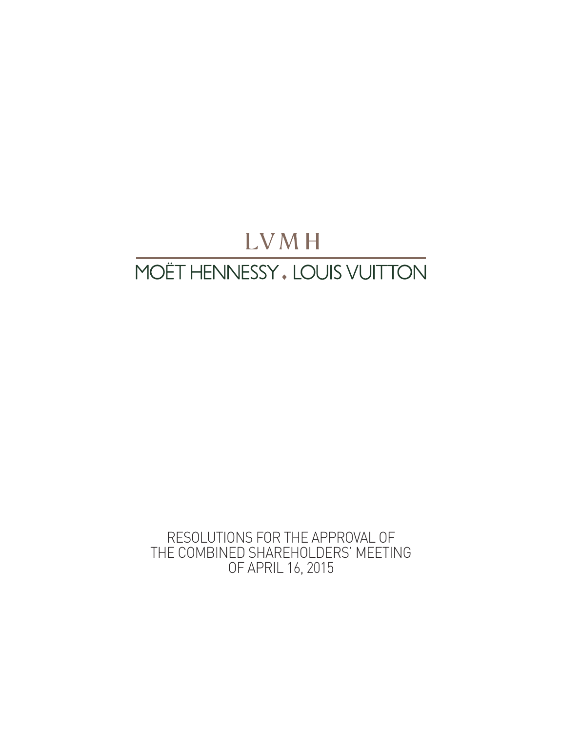# LVMH

## MOËT HENNESSY . LOUIS VUITTON

RESOLUTIONS FOR THE APPROVAL OF
THE COMBINED SHAREHOLDERS' MEETING
OF APRIL 16, 2015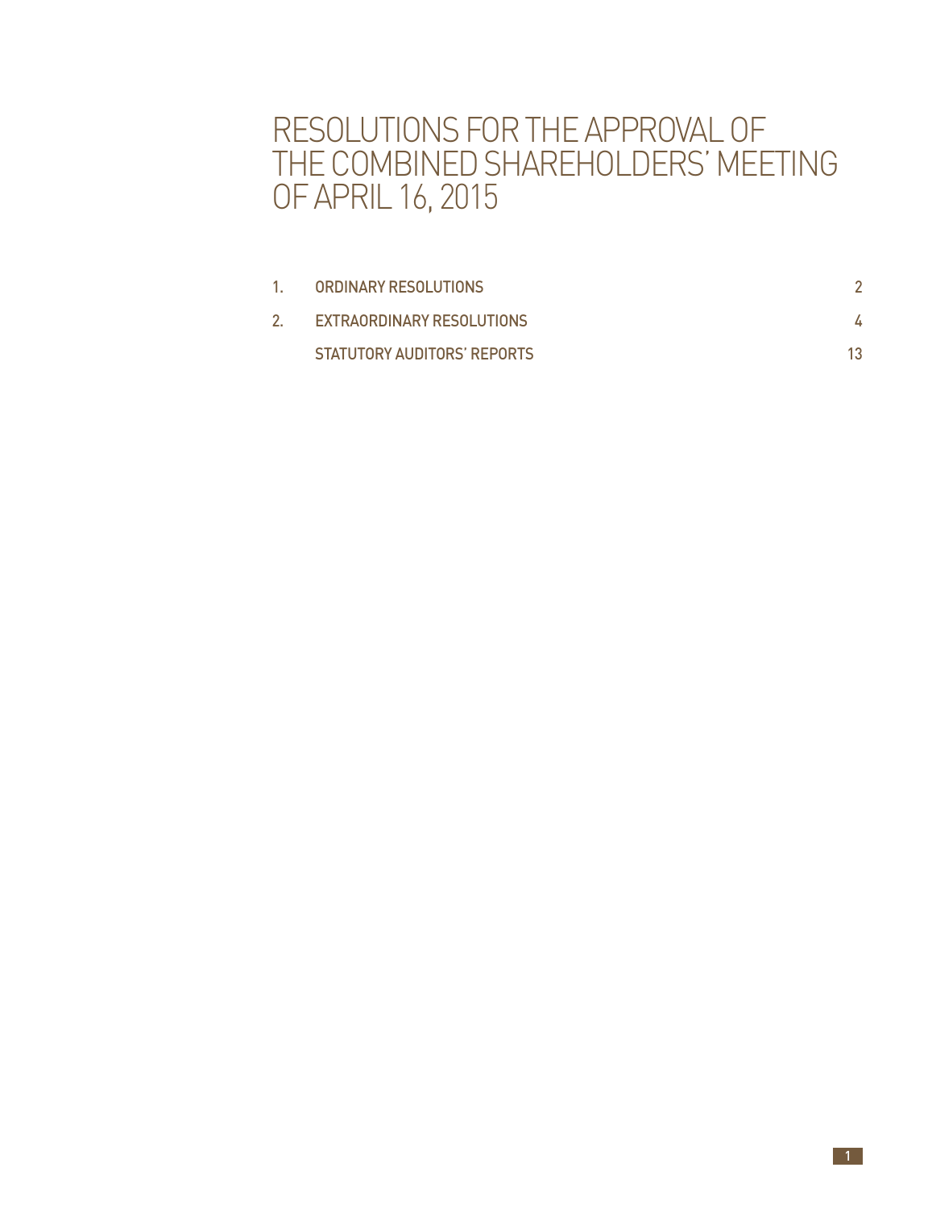# RESOLUTIONS FOR THE APPROVAL OF THE COMBINED SHAREHOLDERS' MEETING OF APRIL 16, 2015

| | | |
|---|---|---|
| 1. | **ORDINARY RESOLUTIONS** | 2 |
| 2. | **EXTRAORDINARY RESOLUTIONS** | 4 |
| | **STATUTORY AUDITORS' REPORTS** | 13 |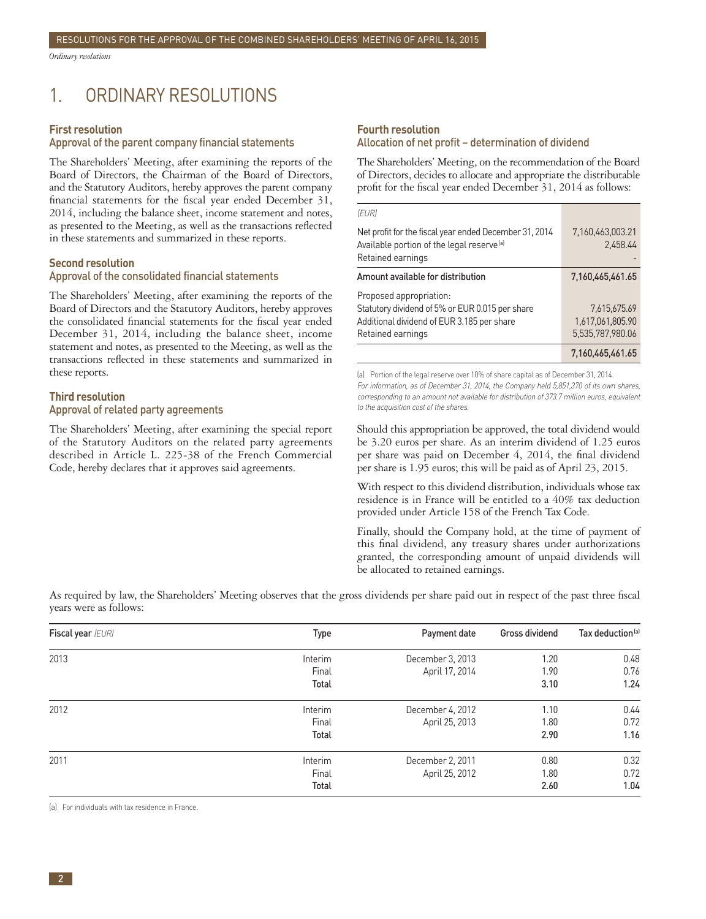*Ordinary resolutions*

# 1. ORDINARY RESOLUTIONS

### First resolution
#### Approval of the parent company financial statements

The Shareholders' Meeting, after examining the reports of the Board of Directors, the Chairman of the Board of Directors, and the Statutory Auditors, hereby approves the parent company financial statements for the fiscal year ended December 31, 2014, including the balance sheet, income statement and notes, as presented to the Meeting, as well as the transactions reflected in these statements and summarized in these reports.

### Second resolution
#### Approval of the consolidated financial statements

The Shareholders' Meeting, after examining the reports of the Board of Directors and the Statutory Auditors, hereby approves the consolidated financial statements for the fiscal year ended December 31, 2014, including the balance sheet, income statement and notes, as presented to the Meeting, as well as the transactions reflected in these statements and summarized in these reports.

### Third resolution
#### Approval of related party agreements

The Shareholders' Meeting, after examining the special report of the Statutory Auditors on the related party agreements described in Article L. 225-38 of the French Commercial Code, hereby declares that it approves said agreements.

### Fourth resolution
#### Allocation of net profit – determination of dividend

The Shareholders' Meeting, on the recommendation of the Board of Directors, decides to allocate and appropriate the distributable profit for the fiscal year ended December 31, 2014 as follows:

| *(EUR)* | |
|---|---|
| Net profit for the fiscal year ended December 31, 2014 | 7,160,463,003.21 |
| Available portion of the legal reserve [a] | 2,458.44 |
| Retained earnings | - |
| **Amount available for distribution** | **7,160,465,461.65** |
| Proposed appropriation: | |
| Statutory dividend of 5% or EUR 0.015 per share | 7,615,675.69 |
| Additional dividend of EUR 3.185 per share | 1,617,061,805.90 |
| Retained earnings | 5,535,787,980.06 |
| | **7,160,465,461.65** |

(a) Portion of the legal reserve over 10% of share capital as of December 31, 2014.

*For information, as of December 31, 2014, the Company held 5,851,370 of its own shares, corresponding to an amount not available for distribution of 373.7 million euros, equivalent to the acquisition cost of the shares.*

Should this appropriation be approved, the total dividend would be 3.20 euros per share. As an interim dividend of 1.25 euros per share was paid on December 4, 2014, the final dividend per share is 1.95 euros; this will be paid as of April 23, 2015.

With respect to this dividend distribution, individuals whose tax residence is in France will be entitled to a 40% tax deduction provided under Article 158 of the French Tax Code.

Finally, should the Company hold, at the time of payment of this final dividend, any treasury shares under authorizations granted, the corresponding amount of unpaid dividends will be allocated to retained earnings.

As required by law, the Shareholders' Meeting observes that the gross dividends per share paid out in respect of the past three fiscal years were as follows:

| Fiscal year *(EUR)* | Type | Payment date | Gross dividend | Tax deduction [a] |
|---|---|---|---|---|
| 2013 | Interim | December 3, 2013 | 1.20 | 0.48 |
| | Final | April 17, 2014 | 1.90 | 0.76 |
| | **Total** | | **3.10** | **1.24** |
| 2012 | Interim | December 4, 2012 | 1.10 | 0.44 |
| | Final | April 25, 2013 | 1.80 | 0.72 |
| | **Total** | | **2.90** | **1.16** |
| 2011 | Interim | December 2, 2011 | 0.80 | 0.32 |
| | Final | April 25, 2012 | 1.80 | 0.72 |
| | **Total** | | **2.60** | **1.04** |

(a) For individuals with tax residence in France.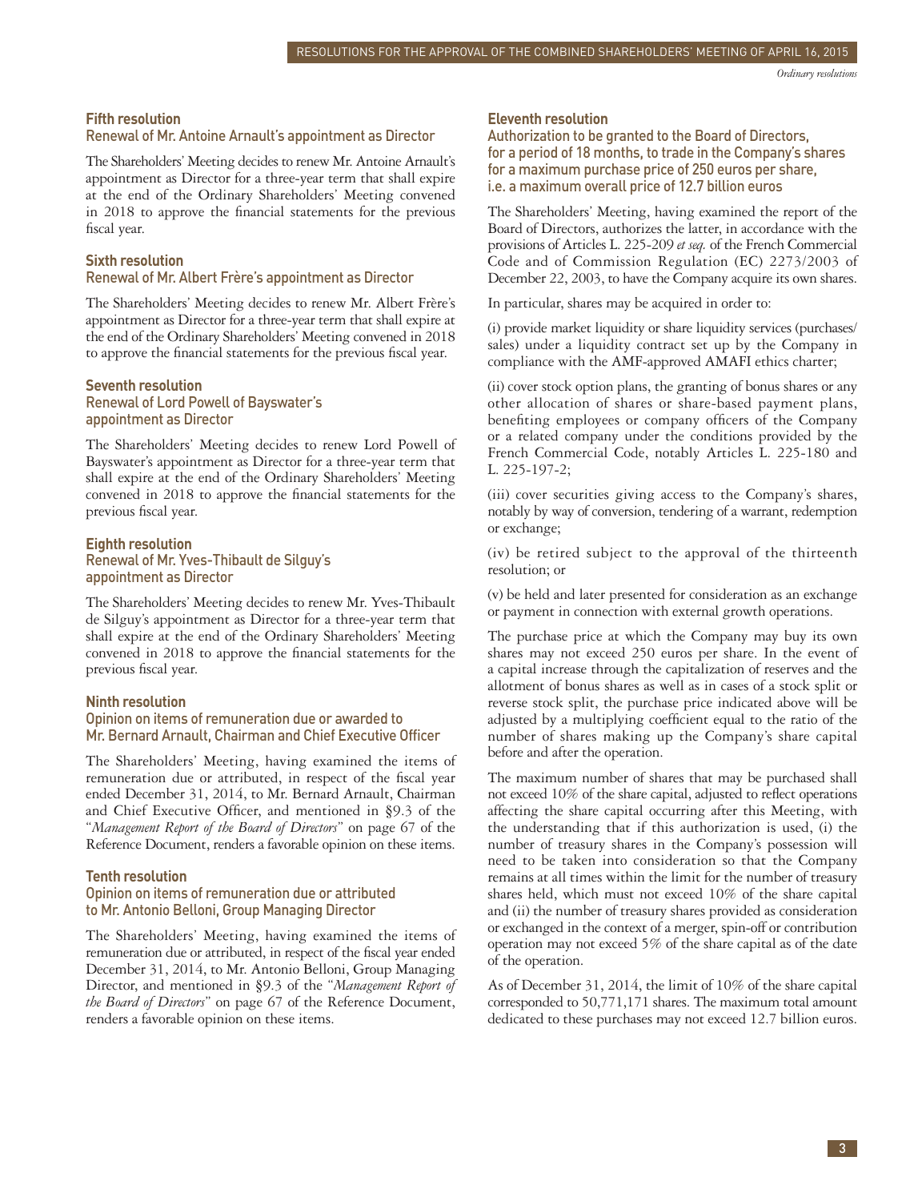### Fifth resolution
#### Renewal of Mr. Antoine Arnault's appointment as Director

The Shareholders' Meeting decides to renew Mr. Antoine Arnault's appointment as Director for a three-year term that shall expire at the end of the Ordinary Shareholders' Meeting convened in 2018 to approve the financial statements for the previous fiscal year.

### Sixth resolution
#### Renewal of Mr. Albert Frère's appointment as Director

The Shareholders' Meeting decides to renew Mr. Albert Frère's appointment as Director for a three-year term that shall expire at the end of the Ordinary Shareholders' Meeting convened in 2018 to approve the financial statements for the previous fiscal year.

### Seventh resolution
#### Renewal of Lord Powell of Bayswater's appointment as Director

The Shareholders' Meeting decides to renew Lord Powell of Bayswater's appointment as Director for a three-year term that shall expire at the end of the Ordinary Shareholders' Meeting convened in 2018 to approve the financial statements for the previous fiscal year.

### Eighth resolution
#### Renewal of Mr. Yves-Thibault de Silguy's appointment as Director

The Shareholders' Meeting decides to renew Mr. Yves-Thibault de Silguy's appointment as Director for a three-year term that shall expire at the end of the Ordinary Shareholders' Meeting convened in 2018 to approve the financial statements for the previous fiscal year.

### Ninth resolution
#### Opinion on items of remuneration due or awarded to Mr. Bernard Arnault, Chairman and Chief Executive Officer

The Shareholders' Meeting, having examined the items of remuneration due or attributed, in respect of the fiscal year ended December 31, 2014, to Mr. Bernard Arnault, Chairman and Chief Executive Officer, and mentioned in §9.3 of the "*Management Report of the Board of Directors*" on page 67 of the Reference Document, renders a favorable opinion on these items.

### Tenth resolution
#### Opinion on items of remuneration due or attributed to Mr. Antonio Belloni, Group Managing Director

The Shareholders' Meeting, having examined the items of remuneration due or attributed, in respect of the fiscal year ended December 31, 2014, to Mr. Antonio Belloni, Group Managing Director, and mentioned in §9.3 of the "*Management Report of the Board of Directors*" on page 67 of the Reference Document, renders a favorable opinion on these items.

### Eleventh resolution
#### Authorization to be granted to the Board of Directors, for a period of 18 months, to trade in the Company's shares for a maximum purchase price of 250 euros per share, i.e. a maximum overall price of 12.7 billion euros

The Shareholders' Meeting, having examined the report of the Board of Directors, authorizes the latter, in accordance with the provisions of Articles L. 225-209 *et seq.* of the French Commercial Code and of Commission Regulation (EC) 2273/2003 of December 22, 2003, to have the Company acquire its own shares.

In particular, shares may be acquired in order to:

(i) provide market liquidity or share liquidity services (purchases/sales) under a liquidity contract set up by the Company in compliance with the AMF-approved AMAFI ethics charter;

(ii) cover stock option plans, the granting of bonus shares or any other allocation of shares or share-based payment plans, benefiting employees or company officers of the Company or a related company under the conditions provided by the French Commercial Code, notably Articles L. 225-180 and L. 225-197-2;

(iii) cover securities giving access to the Company's shares, notably by way of conversion, tendering of a warrant, redemption or exchange;

(iv) be retired subject to the approval of the thirteenth resolution; or

(v) be held and later presented for consideration as an exchange or payment in connection with external growth operations.

The purchase price at which the Company may buy its own shares may not exceed 250 euros per share. In the event of a capital increase through the capitalization of reserves and the allotment of bonus shares as well as in cases of a stock split or reverse stock split, the purchase price indicated above will be adjusted by a multiplying coefficient equal to the ratio of the number of shares making up the Company's share capital before and after the operation.

The maximum number of shares that may be purchased shall not exceed 10% of the share capital, adjusted to reflect operations affecting the share capital occurring after this Meeting, with the understanding that if this authorization is used, (i) the number of treasury shares in the Company's possession will need to be taken into consideration so that the Company remains at all times within the limit for the number of treasury shares held, which must not exceed 10% of the share capital and (ii) the number of treasury shares provided as consideration or exchanged in the context of a merger, spin-off or contribution operation may not exceed 5% of the share capital as of the date of the operation.

As of December 31, 2014, the limit of 10% of the share capital corresponded to 50,771,171 shares. The maximum total amount dedicated to these purchases may not exceed 12.7 billion euros.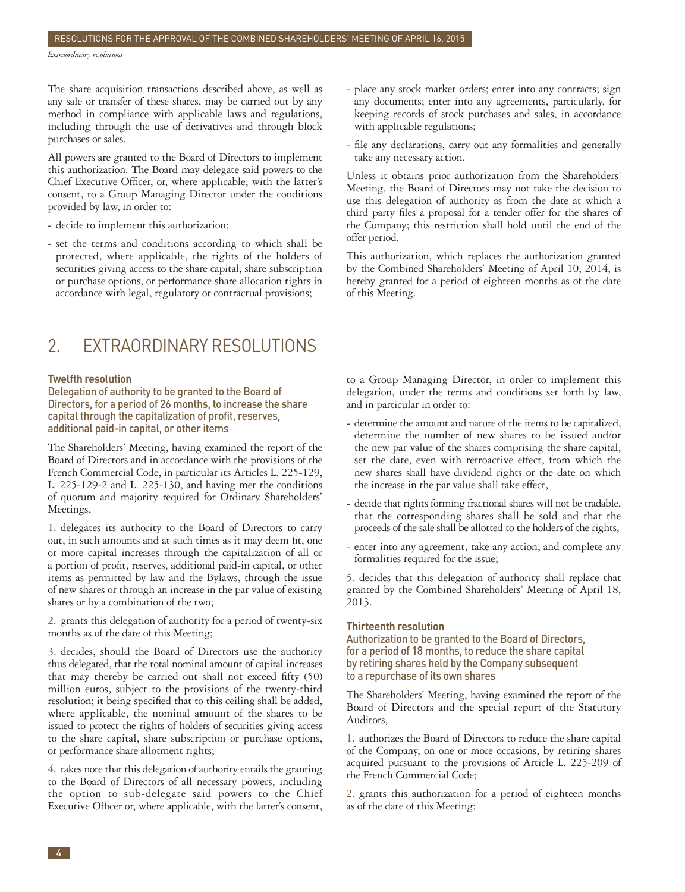The share acquisition transactions described above, as well as any sale or transfer of these shares, may be carried out by any method in compliance with applicable laws and regulations, including through the use of derivatives and through block purchases or sales.

All powers are granted to the Board of Directors to implement this authorization. The Board may delegate said powers to the Chief Executive Officer, or, where applicable, with the latter's consent, to a Group Managing Director under the conditions provided by law, in order to:

- decide to implement this authorization;
- set the terms and conditions according to which shall be protected, where applicable, the rights of the holders of securities giving access to the share capital, share subscription or purchase options, or performance share allocation rights in accordance with legal, regulatory or contractual provisions;
- place any stock market orders; enter into any contracts; sign any documents; enter into any agreements, particularly, for keeping records of stock purchases and sales, in accordance with applicable regulations;
- file any declarations, carry out any formalities and generally take any necessary action.

Unless it obtains prior authorization from the Shareholders' Meeting, the Board of Directors may not take the decision to use this delegation of authority as from the date at which a third party files a proposal for a tender offer for the shares of the Company; this restriction shall hold until the end of the offer period.

This authorization, which replaces the authorization granted by the Combined Shareholders' Meeting of April 10, 2014, is hereby granted for a period of eighteen months as of the date of this Meeting.

## 2. EXTRAORDINARY RESOLUTIONS

### Twelfth resolution

#### Delegation of authority to be granted to the Board of Directors, for a period of 26 months, to increase the share capital through the capitalization of profit, reserves, additional paid-in capital, or other items

The Shareholders' Meeting, having examined the report of the Board of Directors and in accordance with the provisions of the French Commercial Code, in particular its Articles L. 225-129, L. 225-129-2 and L. 225-130, and having met the conditions of quorum and majority required for Ordinary Shareholders' Meetings,

1. delegates its authority to the Board of Directors to carry out, in such amounts and at such times as it may deem fit, one or more capital increases through the capitalization of all or a portion of profit, reserves, additional paid-in capital, or other items as permitted by law and the Bylaws, through the issue of new shares or through an increase in the par value of existing shares or by a combination of the two;

2. grants this delegation of authority for a period of twenty-six months as of the date of this Meeting;

3. decides, should the Board of Directors use the authority thus delegated, that the total nominal amount of capital increases that may thereby be carried out shall not exceed fifty (50) million euros, subject to the provisions of the twenty-third resolution; it being specified that to this ceiling shall be added, where applicable, the nominal amount of the shares to be issued to protect the rights of holders of securities giving access to the share capital, share subscription or purchase options, or performance share allotment rights;

4. takes note that this delegation of authority entails the granting to the Board of Directors of all necessary powers, including the option to sub-delegate said powers to the Chief Executive Officer or, where applicable, with the latter's consent, to a Group Managing Director, in order to implement this delegation, under the terms and conditions set forth by law, and in particular in order to:

- determine the amount and nature of the items to be capitalized, determine the number of new shares to be issued and/or the new par value of the shares comprising the share capital, set the date, even with retroactive effect, from which the new shares shall have dividend rights or the date on which the increase in the par value shall take effect,
- decide that rights forming fractional shares will not be tradable, that the corresponding shares shall be sold and that the proceeds of the sale shall be allotted to the holders of the rights,
- enter into any agreement, take any action, and complete any formalities required for the issue;

5. decides that this delegation of authority shall replace that granted by the Combined Shareholders' Meeting of April 18, 2013.

### Thirteenth resolution

#### Authorization to be granted to the Board of Directors, for a period of 18 months, to reduce the share capital by retiring shares held by the Company subsequent to a repurchase of its own shares

The Shareholders' Meeting, having examined the report of the Board of Directors and the special report of the Statutory Auditors,

1. authorizes the Board of Directors to reduce the share capital of the Company, on one or more occasions, by retiring shares acquired pursuant to the provisions of Article L. 225-209 of the French Commercial Code;

2. grants this authorization for a period of eighteen months as of the date of this Meeting;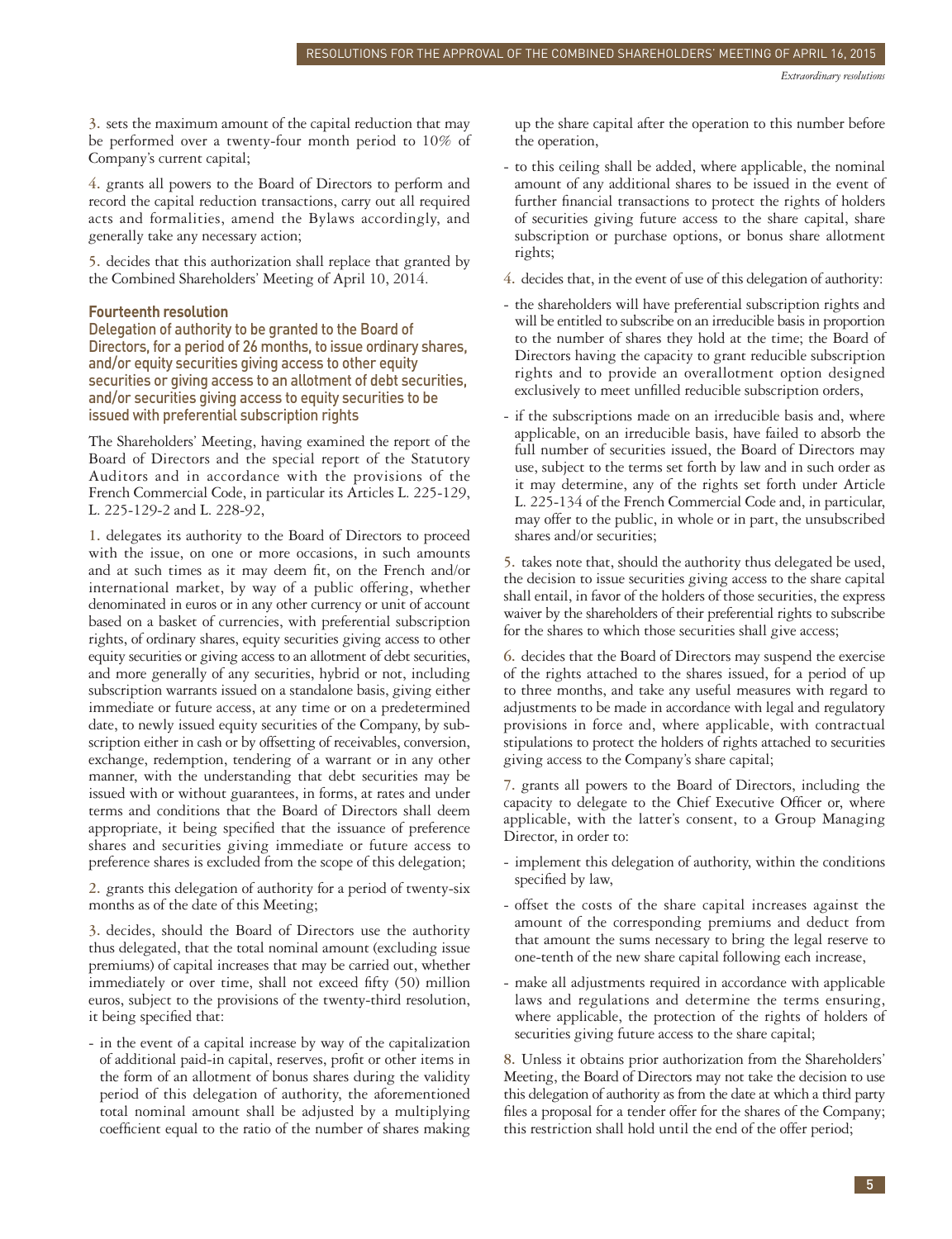3. sets the maximum amount of the capital reduction that may be performed over a twenty-four month period to 10% of Company's current capital;

4. grants all powers to the Board of Directors to perform and record the capital reduction transactions, carry out all required acts and formalities, amend the Bylaws accordingly, and generally take any necessary action;

5. decides that this authorization shall replace that granted by the Combined Shareholders' Meeting of April 10, 2014.

### Fourteenth resolution

**Delegation of authority to be granted to the Board of Directors, for a period of 26 months, to issue ordinary shares, and/or equity securities giving access to other equity securities or giving access to an allotment of debt securities, and/or securities giving access to equity securities to be issued with preferential subscription rights**

The Shareholders' Meeting, having examined the report of the Board of Directors and the special report of the Statutory Auditors and in accordance with the provisions of the French Commercial Code, in particular its Articles L. 225-129, L. 225-129-2 and L. 228-92,

1. delegates its authority to the Board of Directors to proceed with the issue, on one or more occasions, in such amounts and at such times as it may deem fit, on the French and/or international market, by way of a public offering, whether denominated in euros or in any other currency or unit of account based on a basket of currencies, with preferential subscription rights, of ordinary shares, equity securities giving access to other equity securities or giving access to an allotment of debt securities, and more generally of any securities, hybrid or not, including subscription warrants issued on a standalone basis, giving either immediate or future access, at any time or on a predetermined date, to newly issued equity securities of the Company, by subscription either in cash or by offsetting of receivables, conversion, exchange, redemption, tendering of a warrant or in any other manner, with the understanding that debt securities may be issued with or without guarantees, in forms, at rates and under terms and conditions that the Board of Directors shall deem appropriate, it being specified that the issuance of preference shares and securities giving immediate or future access to preference shares is excluded from the scope of this delegation;

2. grants this delegation of authority for a period of twenty-six months as of the date of this Meeting;

3. decides, should the Board of Directors use the authority thus delegated, that the total nominal amount (excluding issue premiums) of capital increases that may be carried out, whether immediately or over time, shall not exceed fifty (50) million euros, subject to the provisions of the twenty-third resolution, it being specified that:

- in the event of a capital increase by way of the capitalization of additional paid-in capital, reserves, profit or other items in the form of an allotment of bonus shares during the validity period of this delegation of authority, the aforementioned total nominal amount shall be adjusted by a multiplying coefficient equal to the ratio of the number of shares making up the share capital after the operation to this number before the operation,
- to this ceiling shall be added, where applicable, the nominal amount of any additional shares to be issued in the event of further financial transactions to protect the rights of holders of securities giving future access to the share capital, share subscription or purchase options, or bonus share allotment rights;

4. decides that, in the event of use of this delegation of authority:

- the shareholders will have preferential subscription rights and will be entitled to subscribe on an irreducible basis in proportion to the number of shares they hold at the time; the Board of Directors having the capacity to grant reducible subscription rights and to provide an overallotment option designed exclusively to meet unfilled reducible subscription orders,
- if the subscriptions made on an irreducible basis and, where applicable, on an irreducible basis, have failed to absorb the full number of securities issued, the Board of Directors may use, subject to the terms set forth by law and in such order as it may determine, any of the rights set forth under Article L. 225-134 of the French Commercial Code and, in particular, may offer to the public, in whole or in part, the unsubscribed shares and/or securities;

5. takes note that, should the authority thus delegated be used, the decision to issue securities giving access to the share capital shall entail, in favor of the holders of those securities, the express waiver by the shareholders of their preferential rights to subscribe for the shares to which those securities shall give access;

6. decides that the Board of Directors may suspend the exercise of the rights attached to the shares issued, for a period of up to three months, and take any useful measures with regard to adjustments to be made in accordance with legal and regulatory provisions in force and, where applicable, with contractual stipulations to protect the holders of rights attached to securities giving access to the Company's share capital;

7. grants all powers to the Board of Directors, including the capacity to delegate to the Chief Executive Officer or, where applicable, with the latter's consent, to a Group Managing Director, in order to:

- implement this delegation of authority, within the conditions specified by law,
- offset the costs of the share capital increases against the amount of the corresponding premiums and deduct from that amount the sums necessary to bring the legal reserve to one-tenth of the new share capital following each increase,
- make all adjustments required in accordance with applicable laws and regulations and determine the terms ensuring, where applicable, the protection of the rights of holders of securities giving future access to the share capital;

8. Unless it obtains prior authorization from the Shareholders' Meeting, the Board of Directors may not take the decision to use this delegation of authority as from the date at which a third party files a proposal for a tender offer for the shares of the Company; this restriction shall hold until the end of the offer period;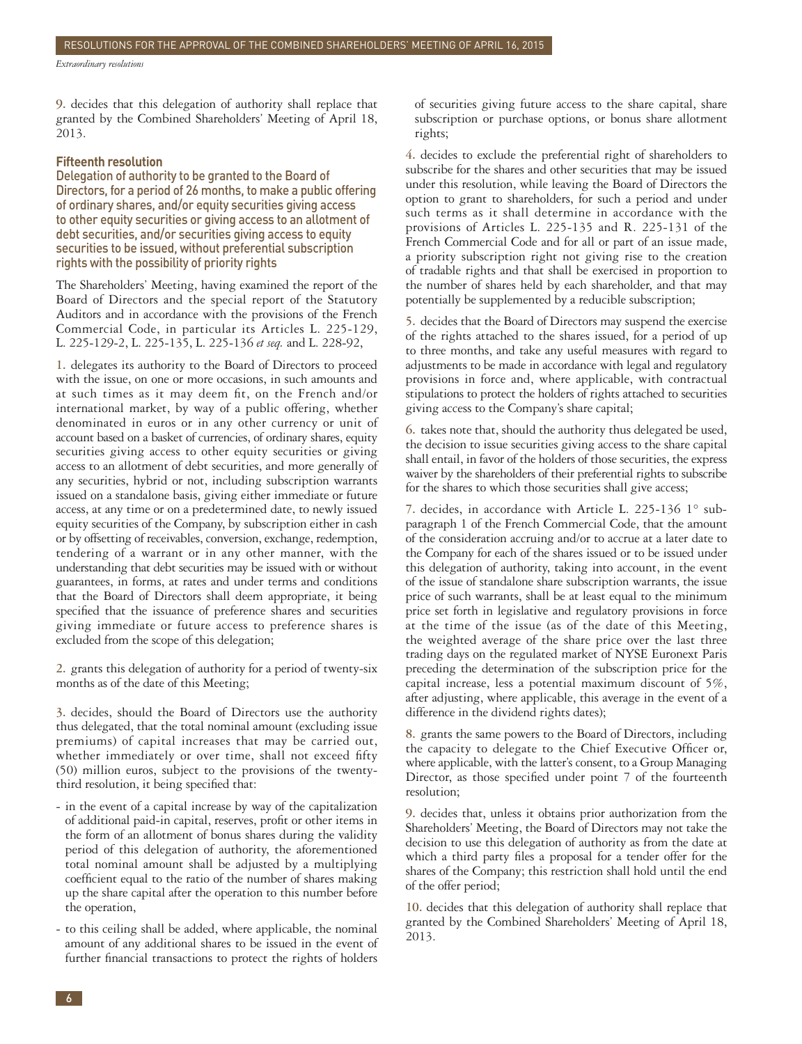9. decides that this delegation of authority shall replace that granted by the Combined Shareholders' Meeting of April 18, 2013.

### Fifteenth resolution

**Delegation of authority to be granted to the Board of Directors, for a period of 26 months, to make a public offering of ordinary shares, and/or equity securities giving access to other equity securities or giving access to an allotment of debt securities, and/or securities giving access to equity securities to be issued, without preferential subscription rights with the possibility of priority rights**

The Shareholders' Meeting, having examined the report of the Board of Directors and the special report of the Statutory Auditors and in accordance with the provisions of the French Commercial Code, in particular its Articles L. 225-129, L. 225-129-2, L. 225-135, L. 225-136 *et seq.* and L. 228-92,

1. delegates its authority to the Board of Directors to proceed with the issue, on one or more occasions, in such amounts and at such times as it may deem fit, on the French and/or international market, by way of a public offering, whether denominated in euros or in any other currency or unit of account based on a basket of currencies, of ordinary shares, equity securities giving access to other equity securities or giving access to an allotment of debt securities, and more generally of any securities, hybrid or not, including subscription warrants issued on a standalone basis, giving either immediate or future access, at any time or on a predetermined date, to newly issued equity securities of the Company, by subscription either in cash or by offsetting of receivables, conversion, exchange, redemption, tendering of a warrant or in any other manner, with the understanding that debt securities may be issued with or without guarantees, in forms, at rates and under terms and conditions that the Board of Directors shall deem appropriate, it being specified that the issuance of preference shares and securities giving immediate or future access to preference shares is excluded from the scope of this delegation;

2. grants this delegation of authority for a period of twenty-six months as of the date of this Meeting;

3. decides, should the Board of Directors use the authority thus delegated, that the total nominal amount (excluding issue premiums) of capital increases that may be carried out, whether immediately or over time, shall not exceed fifty (50) million euros, subject to the provisions of the twenty-third resolution, it being specified that:

- in the event of a capital increase by way of the capitalization of additional paid-in capital, reserves, profit or other items in the form of an allotment of bonus shares during the validity period of this delegation of authority, the aforementioned total nominal amount shall be adjusted by a multiplying coefficient equal to the ratio of the number of shares making up the share capital after the operation to this number before the operation,
- to this ceiling shall be added, where applicable, the nominal amount of any additional shares to be issued in the event of further financial transactions to protect the rights of holders of securities giving future access to the share capital, share subscription or purchase options, or bonus share allotment rights;

4. decides to exclude the preferential right of shareholders to subscribe for the shares and other securities that may be issued under this resolution, while leaving the Board of Directors the option to grant to shareholders, for such a period and under such terms as it shall determine in accordance with the provisions of Articles L. 225-135 and R. 225-131 of the French Commercial Code and for all or part of an issue made, a priority subscription right not giving rise to the creation of tradable rights and that shall be exercised in proportion to the number of shares held by each shareholder, and that may potentially be supplemented by a reducible subscription;

5. decides that the Board of Directors may suspend the exercise of the rights attached to the shares issued, for a period of up to three months, and take any useful measures with regard to adjustments to be made in accordance with legal and regulatory provisions in force and, where applicable, with contractual stipulations to protect the holders of rights attached to securities giving access to the Company's share capital;

6. takes note that, should the authority thus delegated be used, the decision to issue securities giving access to the share capital shall entail, in favor of the holders of those securities, the express waiver by the shareholders of their preferential rights to subscribe for the shares to which those securities shall give access;

7. decides, in accordance with Article L. 225-136 1° sub-paragraph 1 of the French Commercial Code, that the amount of the consideration accruing and/or to accrue at a later date to the Company for each of the shares issued or to be issued under this delegation of authority, taking into account, in the event of the issue of standalone share subscription warrants, the issue price of such warrants, shall be at least equal to the minimum price set forth in legislative and regulatory provisions in force at the time of the issue (as of the date of this Meeting, the weighted average of the share price over the last three trading days on the regulated market of NYSE Euronext Paris preceding the determination of the subscription price for the capital increase, less a potential maximum discount of 5%, after adjusting, where applicable, this average in the event of a difference in the dividend rights dates);

8. grants the same powers to the Board of Directors, including the capacity to delegate to the Chief Executive Officer or, where applicable, with the latter's consent, to a Group Managing Director, as those specified under point 7 of the fourteenth resolution;

9. decides that, unless it obtains prior authorization from the Shareholders' Meeting, the Board of Directors may not take the decision to use this delegation of authority as from the date at which a third party files a proposal for a tender offer for the shares of the Company; this restriction shall hold until the end of the offer period;

10. decides that this delegation of authority shall replace that granted by the Combined Shareholders' Meeting of April 18, 2013.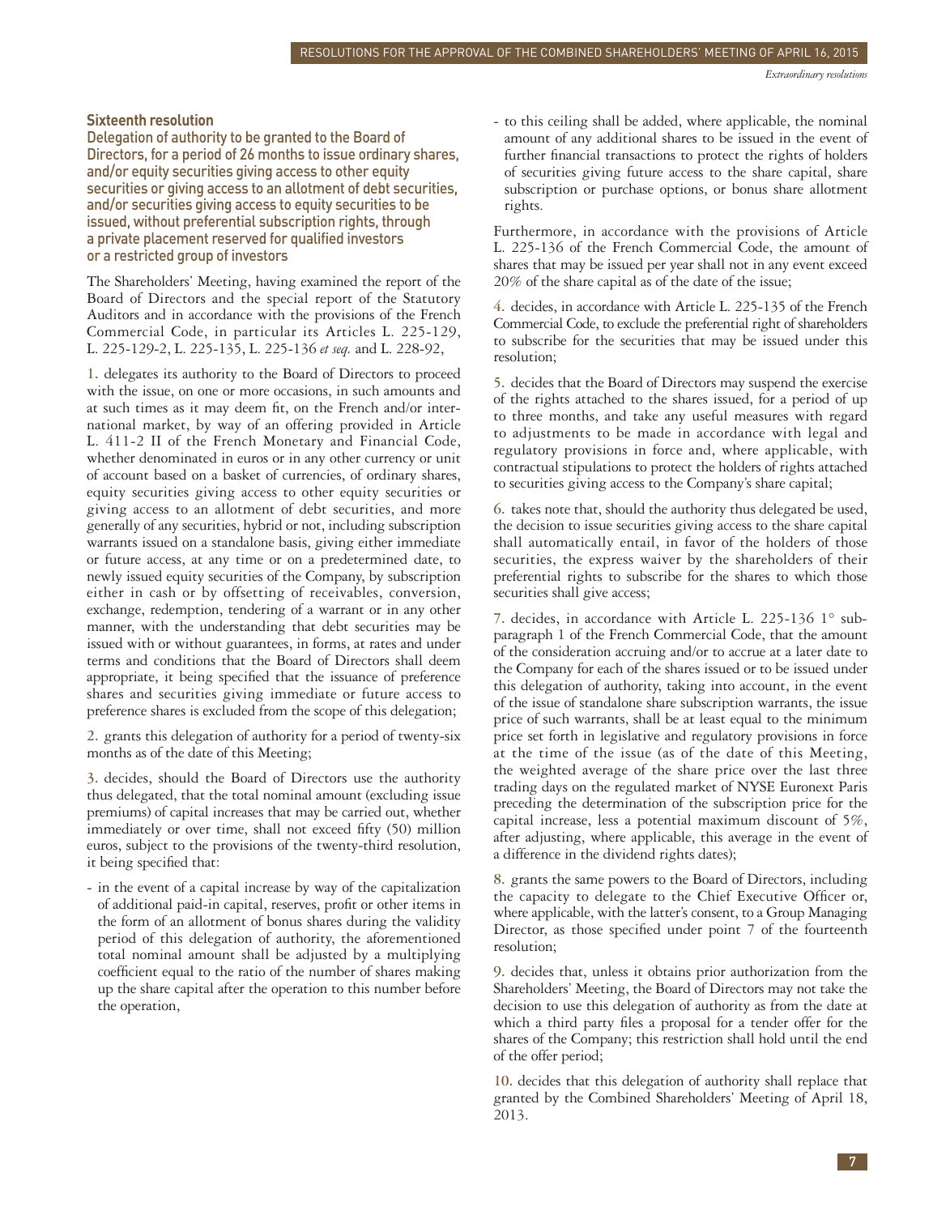### Sixteenth resolution

**Delegation of authority to be granted to the Board of Directors, for a period of 26 months to issue ordinary shares, and/or equity securities giving access to other equity securities or giving access to an allotment of debt securities, and/or securities giving access to equity securities to be issued, without preferential subscription rights, through a private placement reserved for qualified investors or a restricted group of investors**

The Shareholders' Meeting, having examined the report of the Board of Directors and the special report of the Statutory Auditors and in accordance with the provisions of the French Commercial Code, in particular its Articles L. 225-129, L. 225-129-2, L. 225-135, L. 225-136 *et seq.* and L. 228-92,

1. delegates its authority to the Board of Directors to proceed with the issue, on one or more occasions, in such amounts and at such times as it may deem fit, on the French and/or international market, by way of an offering provided in Article L. 411-2 II of the French Monetary and Financial Code, whether denominated in euros or in any other currency or unit of account based on a basket of currencies, of ordinary shares, equity securities giving access to other equity securities or giving access to an allotment of debt securities, and more generally of any securities, hybrid or not, including subscription warrants issued on a standalone basis, giving either immediate or future access, at any time or on a predetermined date, to newly issued equity securities of the Company, by subscription either in cash or by offsetting of receivables, conversion, exchange, redemption, tendering of a warrant or in any other manner, with the understanding that debt securities may be issued with or without guarantees, in forms, at rates and under terms and conditions that the Board of Directors shall deem appropriate, it being specified that the issuance of preference shares and securities giving immediate or future access to preference shares is excluded from the scope of this delegation;

2. grants this delegation of authority for a period of twenty-six months as of the date of this Meeting;

3. decides, should the Board of Directors use the authority thus delegated, that the total nominal amount (excluding issue premiums) of capital increases that may be carried out, whether immediately or over time, shall not exceed fifty (50) million euros, subject to the provisions of the twenty-third resolution, it being specified that:

- in the event of a capital increase by way of the capitalization of additional paid-in capital, reserves, profit or other items in the form of an allotment of bonus shares during the validity period of this delegation of authority, the aforementioned total nominal amount shall be adjusted by a multiplying coefficient equal to the ratio of the number of shares making up the share capital after the operation to this number before the operation,
- to this ceiling shall be added, where applicable, the nominal amount of any additional shares to be issued in the event of further financial transactions to protect the rights of holders of securities giving future access to the share capital, share subscription or purchase options, or bonus share allotment rights.

Furthermore, in accordance with the provisions of Article L. 225-136 of the French Commercial Code, the amount of shares that may be issued per year shall not in any event exceed 20% of the share capital as of the date of the issue;

4. decides, in accordance with Article L. 225-135 of the French Commercial Code, to exclude the preferential right of shareholders to subscribe for the securities that may be issued under this resolution;

5. decides that the Board of Directors may suspend the exercise of the rights attached to the shares issued, for a period of up to three months, and take any useful measures with regard to adjustments to be made in accordance with legal and regulatory provisions in force and, where applicable, with contractual stipulations to protect the holders of rights attached to securities giving access to the Company's share capital;

6. takes note that, should the authority thus delegated be used, the decision to issue securities giving access to the share capital shall automatically entail, in favor of the holders of those securities, the express waiver by the shareholders of their preferential rights to subscribe for the shares to which those securities shall give access;

7. decides, in accordance with Article L. 225-136 1° sub-paragraph 1 of the French Commercial Code, that the amount of the consideration accruing and/or to accrue at a later date to the Company for each of the shares issued or to be issued under this delegation of authority, taking into account, in the event of the issue of standalone share subscription warrants, the issue price of such warrants, shall be at least equal to the minimum price set forth in legislative and regulatory provisions in force at the time of the issue (as of the date of this Meeting, the weighted average of the share price over the last three trading days on the regulated market of NYSE Euronext Paris preceding the determination of the subscription price for the capital increase, less a potential maximum discount of 5%, after adjusting, where applicable, this average in the event of a difference in the dividend rights dates);

8. grants the same powers to the Board of Directors, including the capacity to delegate to the Chief Executive Officer or, where applicable, with the latter's consent, to a Group Managing Director, as those specified under point 7 of the fourteenth resolution;

9. decides that, unless it obtains prior authorization from the Shareholders' Meeting, the Board of Directors may not take the decision to use this delegation of authority as from the date at which a third party files a proposal for a tender offer for the shares of the Company; this restriction shall hold until the end of the offer period;

10. decides that this delegation of authority shall replace that granted by the Combined Shareholders' Meeting of April 18, 2013.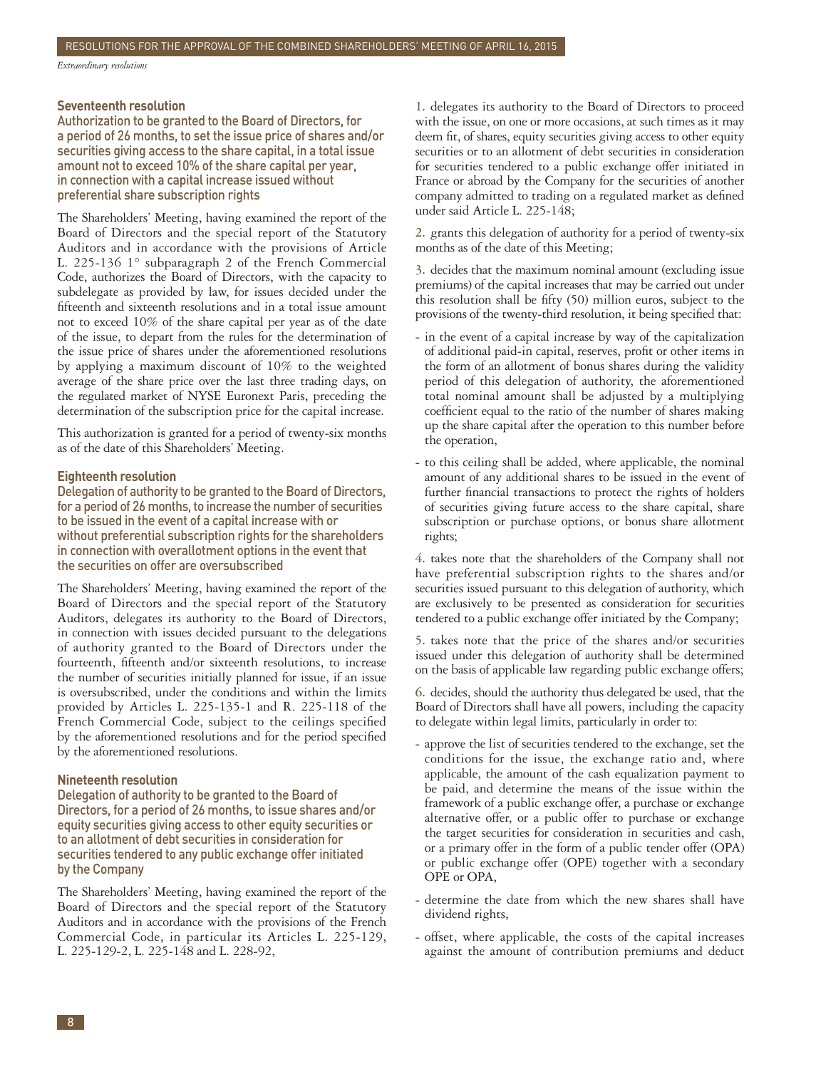*Extraordinary resolutions*

### Seventeenth resolution

**Authorization to be granted to the Board of Directors, for a period of 26 months, to set the issue price of shares and/or securities giving access to the share capital, in a total issue amount not to exceed 10% of the share capital per year, in connection with a capital increase issued without preferential share subscription rights**

The Shareholders' Meeting, having examined the report of the Board of Directors and the special report of the Statutory Auditors and in accordance with the provisions of Article L. 225-136 1° subparagraph 2 of the French Commercial Code, authorizes the Board of Directors, with the capacity to subdelegate as provided by law, for issues decided under the fifteenth and sixteenth resolutions and in a total issue amount not to exceed 10% of the share capital per year as of the date of the issue, to depart from the rules for the determination of the issue price of shares under the aforementioned resolutions by applying a maximum discount of 10% to the weighted average of the share price over the last three trading days, on the regulated market of NYSE Euronext Paris, preceding the determination of the subscription price for the capital increase.

This authorization is granted for a period of twenty-six months as of the date of this Shareholders' Meeting.

### Eighteenth resolution

**Delegation of authority to be granted to the Board of Directors, for a period of 26 months, to increase the number of securities to be issued in the event of a capital increase with or without preferential subscription rights for the shareholders in connection with overallotment options in the event that the securities on offer are oversubscribed**

The Shareholders' Meeting, having examined the report of the Board of Directors and the special report of the Statutory Auditors, delegates its authority to the Board of Directors, in connection with issues decided pursuant to the delegations of authority granted to the Board of Directors under the fourteenth, fifteenth and/or sixteenth resolutions, to increase the number of securities initially planned for issue, if an issue is oversubscribed, under the conditions and within the limits provided by Articles L. 225-135-1 and R. 225-118 of the French Commercial Code, subject to the ceilings specified by the aforementioned resolutions and for the period specified by the aforementioned resolutions.

### Nineteenth resolution

**Delegation of authority to be granted to the Board of Directors, for a period of 26 months, to issue shares and/or equity securities giving access to other equity securities or to an allotment of debt securities in consideration for securities tendered to any public exchange offer initiated by the Company**

The Shareholders' Meeting, having examined the report of the Board of Directors and the special report of the Statutory Auditors and in accordance with the provisions of the French Commercial Code, in particular its Articles L. 225-129, L. 225-129-2, L. 225-148 and L. 228-92,

1. delegates its authority to the Board of Directors to proceed with the issue, on one or more occasions, at such times as it may deem fit, of shares, equity securities giving access to other equity securities or to an allotment of debt securities in consideration for securities tendered to a public exchange offer initiated in France or abroad by the Company for the securities of another company admitted to trading on a regulated market as defined under said Article L. 225-148;

2. grants this delegation of authority for a period of twenty-six months as of the date of this Meeting;

3. decides that the maximum nominal amount (excluding issue premiums) of the capital increases that may be carried out under this resolution shall be fifty (50) million euros, subject to the provisions of the twenty-third resolution, it being specified that:

   - in the event of a capital increase by way of the capitalization of additional paid-in capital, reserves, profit or other items in the form of an allotment of bonus shares during the validity period of this delegation of authority, the aforementioned total nominal amount shall be adjusted by a multiplying coefficient equal to the ratio of the number of shares making up the share capital after the operation to this number before the operation,
   - to this ceiling shall be added, where applicable, the nominal amount of any additional shares to be issued in the event of further financial transactions to protect the rights of holders of securities giving future access to the share capital, share subscription or purchase options, or bonus share allotment rights;

4. takes note that the shareholders of the Company shall not have preferential subscription rights to the shares and/or securities issued pursuant to this delegation of authority, which are exclusively to be presented as consideration for securities tendered to a public exchange offer initiated by the Company;

5. takes note that the price of the shares and/or securities issued under this delegation of authority shall be determined on the basis of applicable law regarding public exchange offers;

6. decides, should the authority thus delegated be used, that the Board of Directors shall have all powers, including the capacity to delegate within legal limits, particularly in order to:

   - approve the list of securities tendered to the exchange, set the conditions for the issue, the exchange ratio and, where applicable, the amount of the cash equalization payment to be paid, and determine the means of the issue within the framework of a public exchange offer, a purchase or exchange alternative offer, or a public offer to purchase or exchange the target securities for consideration in securities and cash, or a primary offer in the form of a public tender offer (OPA) or public exchange offer (OPE) together with a secondary OPE or OPA,
   - determine the date from which the new shares shall have dividend rights,
   - offset, where applicable, the costs of the capital increases against the amount of contribution premiums and deduct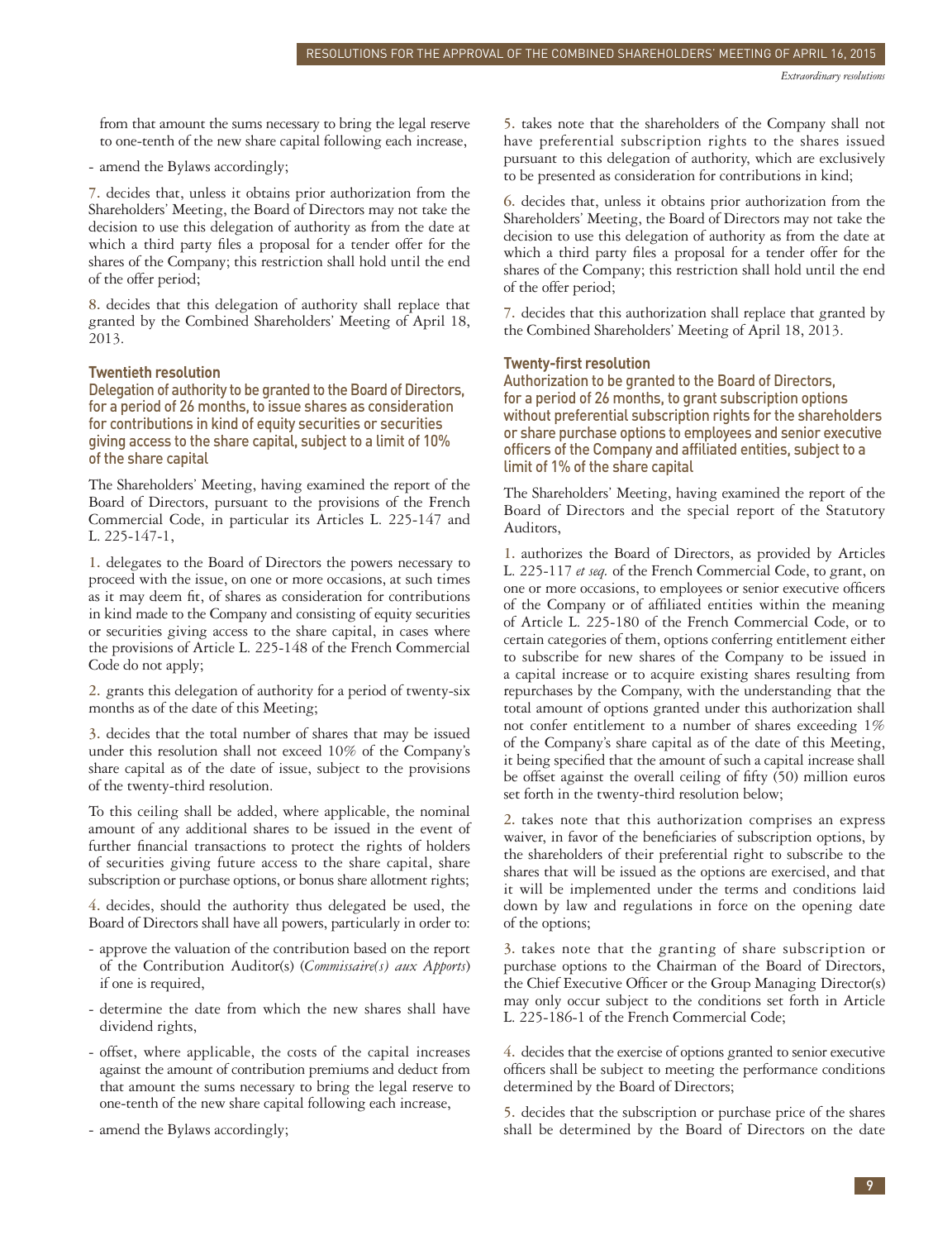from that amount the sums necessary to bring the legal reserve to one-tenth of the new share capital following each increase,

- amend the Bylaws accordingly;

7. decides that, unless it obtains prior authorization from the Shareholders' Meeting, the Board of Directors may not take the decision to use this delegation of authority as from the date at which a third party files a proposal for a tender offer for the shares of the Company; this restriction shall hold until the end of the offer period;

8. decides that this delegation of authority shall replace that granted by the Combined Shareholders' Meeting of April 18, 2013.

### Twentieth resolution

### Delegation of authority to be granted to the Board of Directors, for a period of 26 months, to issue shares as consideration for contributions in kind of equity securities or securities giving access to the share capital, subject to a limit of 10% of the share capital

The Shareholders' Meeting, having examined the report of the Board of Directors, pursuant to the provisions of the French Commercial Code, in particular its Articles L. 225-147 and L. 225-147-1,

1. delegates to the Board of Directors the powers necessary to proceed with the issue, on one or more occasions, at such times as it may deem fit, of shares as consideration for contributions in kind made to the Company and consisting of equity securities or securities giving access to the share capital, in cases where the provisions of Article L. 225-148 of the French Commercial Code do not apply;

2. grants this delegation of authority for a period of twenty-six months as of the date of this Meeting;

3. decides that the total number of shares that may be issued under this resolution shall not exceed 10% of the Company's share capital as of the date of issue, subject to the provisions of the twenty-third resolution.

To this ceiling shall be added, where applicable, the nominal amount of any additional shares to be issued in the event of further financial transactions to protect the rights of holders of securities giving future access to the share capital, share subscription or purchase options, or bonus share allotment rights;

4. decides, should the authority thus delegated be used, the Board of Directors shall have all powers, particularly in order to:

- approve the valuation of the contribution based on the report of the Contribution Auditor(s) (*Commissaire(s) aux Apports*) if one is required,
- determine the date from which the new shares shall have dividend rights,
- offset, where applicable, the costs of the capital increases against the amount of contribution premiums and deduct from that amount the sums necessary to bring the legal reserve to one-tenth of the new share capital following each increase,
- amend the Bylaws accordingly;

5. takes note that the shareholders of the Company shall not have preferential subscription rights to the shares issued pursuant to this delegation of authority, which are exclusively to be presented as consideration for contributions in kind;

6. decides that, unless it obtains prior authorization from the Shareholders' Meeting, the Board of Directors may not take the decision to use this delegation of authority as from the date at which a third party files a proposal for a tender offer for the shares of the Company; this restriction shall hold until the end of the offer period;

7. decides that this authorization shall replace that granted by the Combined Shareholders' Meeting of April 18, 2013.

### Twenty-first resolution

### Authorization to be granted to the Board of Directors, for a period of 26 months, to grant subscription options without preferential subscription rights for the shareholders or share purchase options to employees and senior executive officers of the Company and affiliated entities, subject to a limit of 1% of the share capital

The Shareholders' Meeting, having examined the report of the Board of Directors and the special report of the Statutory Auditors,

1. authorizes the Board of Directors, as provided by Articles L. 225-117 *et seq.* of the French Commercial Code, to grant, on one or more occasions, to employees or senior executive officers of the Company or of affiliated entities within the meaning of Article L. 225-180 of the French Commercial Code, or to certain categories of them, options conferring entitlement either to subscribe for new shares of the Company to be issued in a capital increase or to acquire existing shares resulting from repurchases by the Company, with the understanding that the total amount of options granted under this authorization shall not confer entitlement to a number of shares exceeding 1% of the Company's share capital as of the date of this Meeting, it being specified that the amount of such a capital increase shall be offset against the overall ceiling of fifty (50) million euros set forth in the twenty-third resolution below;

2. takes note that this authorization comprises an express waiver, in favor of the beneficiaries of subscription options, by the shareholders of their preferential right to subscribe to the shares that will be issued as the options are exercised, and that it will be implemented under the terms and conditions laid down by law and regulations in force on the opening date of the options;

3. takes note that the granting of share subscription or purchase options to the Chairman of the Board of Directors, the Chief Executive Officer or the Group Managing Director(s) may only occur subject to the conditions set forth in Article L. 225-186-1 of the French Commercial Code;

4. decides that the exercise of options granted to senior executive officers shall be subject to meeting the performance conditions determined by the Board of Directors;

5. decides that the subscription or purchase price of the shares shall be determined by the Board of Directors on the date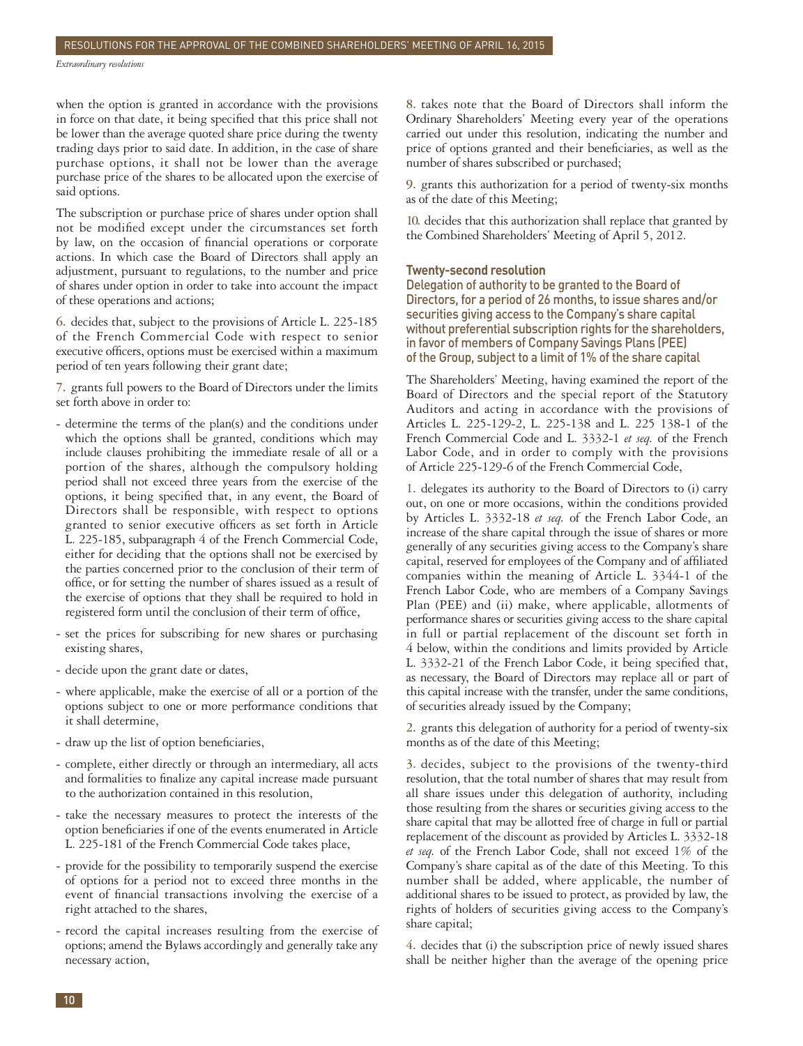when the option is granted in accordance with the provisions in force on that date, it being specified that this price shall not be lower than the average quoted share price during the twenty trading days prior to said date. In addition, in the case of share purchase options, it shall not be lower than the average purchase price of the shares to be allocated upon the exercise of said options.

The subscription or purchase price of shares under option shall not be modified except under the circumstances set forth by law, on the occasion of financial operations or corporate actions. In which case the Board of Directors shall apply an adjustment, pursuant to regulations, to the number and price of shares under option in order to take into account the impact of these operations and actions;

6. decides that, subject to the provisions of Article L. 225-185 of the French Commercial Code with respect to senior executive officers, options must be exercised within a maximum period of ten years following their grant date;

7. grants full powers to the Board of Directors under the limits set forth above in order to:

- determine the terms of the plan(s) and the conditions under which the options shall be granted, conditions which may include clauses prohibiting the immediate resale of all or a portion of the shares, although the compulsory holding period shall not exceed three years from the exercise of the options, it being specified that, in any event, the Board of Directors shall be responsible, with respect to options granted to senior executive officers as set forth in Article L. 225-185, subparagraph 4 of the French Commercial Code, either for deciding that the options shall not be exercised by the parties concerned prior to the conclusion of their term of office, or for setting the number of shares issued as a result of the exercise of options that they shall be required to hold in registered form until the conclusion of their term of office,
- set the prices for subscribing for new shares or purchasing existing shares,
- decide upon the grant date or dates,
- where applicable, make the exercise of all or a portion of the options subject to one or more performance conditions that it shall determine,
- draw up the list of option beneficiaries,
- complete, either directly or through an intermediary, all acts and formalities to finalize any capital increase made pursuant to the authorization contained in this resolution,
- take the necessary measures to protect the interests of the option beneficiaries if one of the events enumerated in Article L. 225-181 of the French Commercial Code takes place,
- provide for the possibility to temporarily suspend the exercise of options for a period not to exceed three months in the event of financial transactions involving the exercise of a right attached to the shares,
- record the capital increases resulting from the exercise of options; amend the Bylaws accordingly and generally take any necessary action,

8. takes note that the Board of Directors shall inform the Ordinary Shareholders' Meeting every year of the operations carried out under this resolution, indicating the number and price of options granted and their beneficiaries, as well as the number of shares subscribed or purchased;

9. grants this authorization for a period of twenty-six months as of the date of this Meeting;

10. decides that this authorization shall replace that granted by the Combined Shareholders' Meeting of April 5, 2012.

### Twenty-second resolution

**Delegation of authority to be granted to the Board of Directors, for a period of 26 months, to issue shares and/or securities giving access to the Company's share capital without preferential subscription rights for the shareholders, in favor of members of Company Savings Plans (PEE) of the Group, subject to a limit of 1% of the share capital**

The Shareholders' Meeting, having examined the report of the Board of Directors and the special report of the Statutory Auditors and acting in accordance with the provisions of Articles L. 225-129-2, L. 225-138 and L. 225 138-1 of the French Commercial Code and L. 3332-1 *et seq.* of the French Labor Code, and in order to comply with the provisions of Article 225-129-6 of the French Commercial Code,

1. delegates its authority to the Board of Directors to (i) carry out, on one or more occasions, within the conditions provided by Articles L. 3332-18 *et seq.* of the French Labor Code, an increase of the share capital through the issue of shares or more generally of any securities giving access to the Company's share capital, reserved for employees of the Company and of affiliated companies within the meaning of Article L. 3344-1 of the French Labor Code, who are members of a Company Savings Plan (PEE) and (ii) make, where applicable, allotments of performance shares or securities giving access to the share capital in full or partial replacement of the discount set forth in 4 below, within the conditions and limits provided by Article L. 3332-21 of the French Labor Code, it being specified that, as necessary, the Board of Directors may replace all or part of this capital increase with the transfer, under the same conditions, of securities already issued by the Company;

2. grants this delegation of authority for a period of twenty-six months as of the date of this Meeting;

3. decides, subject to the provisions of the twenty-third resolution, that the total number of shares that may result from all share issues under this delegation of authority, including those resulting from the shares or securities giving access to the share capital that may be allotted free of charge in full or partial replacement of the discount as provided by Articles L. 3332-18 *et seq.* of the French Labor Code, shall not exceed 1% of the Company's share capital as of the date of this Meeting. To this number shall be added, where applicable, the number of additional shares to be issued to protect, as provided by law, the rights of holders of securities giving access to the Company's share capital;

4. decides that (i) the subscription price of newly issued shares shall be neither higher than the average of the opening price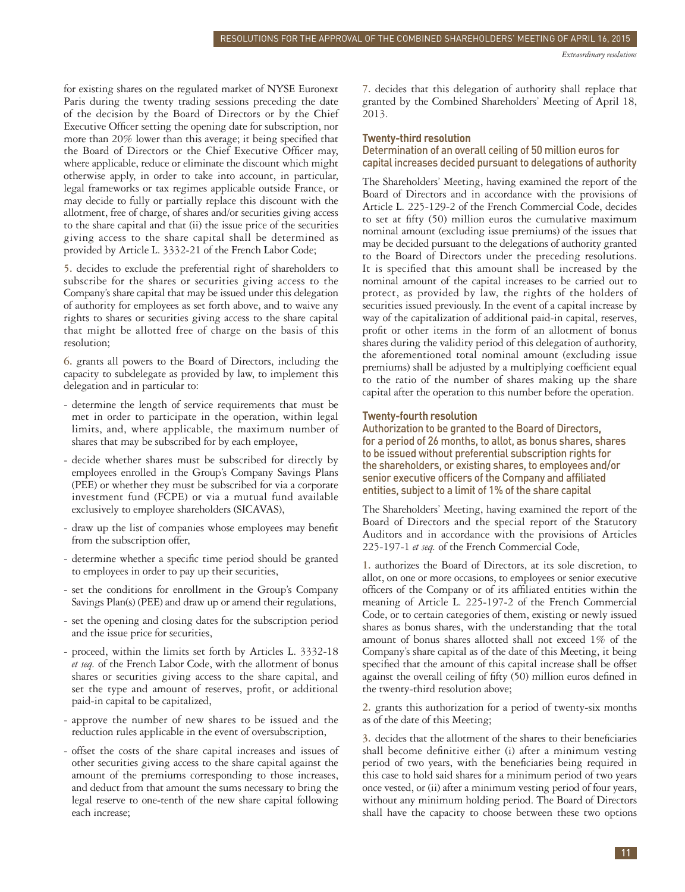for existing shares on the regulated market of NYSE Euronext Paris during the twenty trading sessions preceding the date of the decision by the Board of Directors or by the Chief Executive Officer setting the opening date for subscription, nor more than 20% lower than this average; it being specified that the Board of Directors or the Chief Executive Officer may, where applicable, reduce or eliminate the discount which might otherwise apply, in order to take into account, in particular, legal frameworks or tax regimes applicable outside France, or may decide to fully or partially replace this discount with the allotment, free of charge, of shares and/or securities giving access to the share capital and that (ii) the issue price of the securities giving access to the share capital shall be determined as provided by Article L. 3332-21 of the French Labor Code;

5. decides to exclude the preferential right of shareholders to subscribe for the shares or securities giving access to the Company's share capital that may be issued under this delegation of authority for employees as set forth above, and to waive any rights to shares or securities giving access to the share capital that might be allotted free of charge on the basis of this resolution;

6. grants all powers to the Board of Directors, including the capacity to subdelegate as provided by law, to implement this delegation and in particular to:

- determine the length of service requirements that must be met in order to participate in the operation, within legal limits, and, where applicable, the maximum number of shares that may be subscribed for by each employee,
- decide whether shares must be subscribed for directly by employees enrolled in the Group's Company Savings Plans (PEE) or whether they must be subscribed for via a corporate investment fund (FCPE) or via a mutual fund available exclusively to employee shareholders (SICAVAS),
- draw up the list of companies whose employees may benefit from the subscription offer,
- determine whether a specific time period should be granted to employees in order to pay up their securities,
- set the conditions for enrollment in the Group's Company Savings Plan(s) (PEE) and draw up or amend their regulations,
- set the opening and closing dates for the subscription period and the issue price for securities,
- proceed, within the limits set forth by Articles L. 3332-18 *et seq.* of the French Labor Code, with the allotment of bonus shares or securities giving access to the share capital, and set the type and amount of reserves, profit, or additional paid-in capital to be capitalized,
- approve the number of new shares to be issued and the reduction rules applicable in the event of oversubscription,
- offset the costs of the share capital increases and issues of other securities giving access to the share capital against the amount of the premiums corresponding to those increases, and deduct from that amount the sums necessary to bring the legal reserve to one-tenth of the new share capital following each increase;

7. decides that this delegation of authority shall replace that granted by the Combined Shareholders' Meeting of April 18, 2013.

### Twenty-third resolution

#### Determination of an overall ceiling of 50 million euros for capital increases decided pursuant to delegations of authority

The Shareholders' Meeting, having examined the report of the Board of Directors and in accordance with the provisions of Article L. 225-129-2 of the French Commercial Code, decides to set at fifty (50) million euros the cumulative maximum nominal amount (excluding issue premiums) of the issues that may be decided pursuant to the delegations of authority granted to the Board of Directors under the preceding resolutions. It is specified that this amount shall be increased by the nominal amount of the capital increases to be carried out to protect, as provided by law, the rights of the holders of securities issued previously. In the event of a capital increase by way of the capitalization of additional paid-in capital, reserves, profit or other items in the form of an allotment of bonus shares during the validity period of this delegation of authority, the aforementioned total nominal amount (excluding issue premiums) shall be adjusted by a multiplying coefficient equal to the ratio of the number of shares making up the share capital after the operation to this number before the operation.

### Twenty-fourth resolution

#### Authorization to be granted to the Board of Directors, for a period of 26 months, to allot, as bonus shares, shares to be issued without preferential subscription rights for the shareholders, or existing shares, to employees and/or senior executive officers of the Company and affiliated entities, subject to a limit of 1% of the share capital

The Shareholders' Meeting, having examined the report of the Board of Directors and the special report of the Statutory Auditors and in accordance with the provisions of Articles 225-197-1 *et seq.* of the French Commercial Code,

1. authorizes the Board of Directors, at its sole discretion, to allot, on one or more occasions, to employees or senior executive officers of the Company or of its affiliated entities within the meaning of Article L. 225-197-2 of the French Commercial Code, or to certain categories of them, existing or newly issued shares as bonus shares, with the understanding that the total amount of bonus shares allotted shall not exceed 1% of the Company's share capital as of the date of this Meeting, it being specified that the amount of this capital increase shall be offset against the overall ceiling of fifty (50) million euros defined in the twenty-third resolution above;

2. grants this authorization for a period of twenty-six months as of the date of this Meeting;

3. decides that the allotment of the shares to their beneficiaries shall become definitive either (i) after a minimum vesting period of two years, with the beneficiaries being required in this case to hold said shares for a minimum period of two years once vested, or (ii) after a minimum vesting period of four years, without any minimum holding period. The Board of Directors shall have the capacity to choose between these two options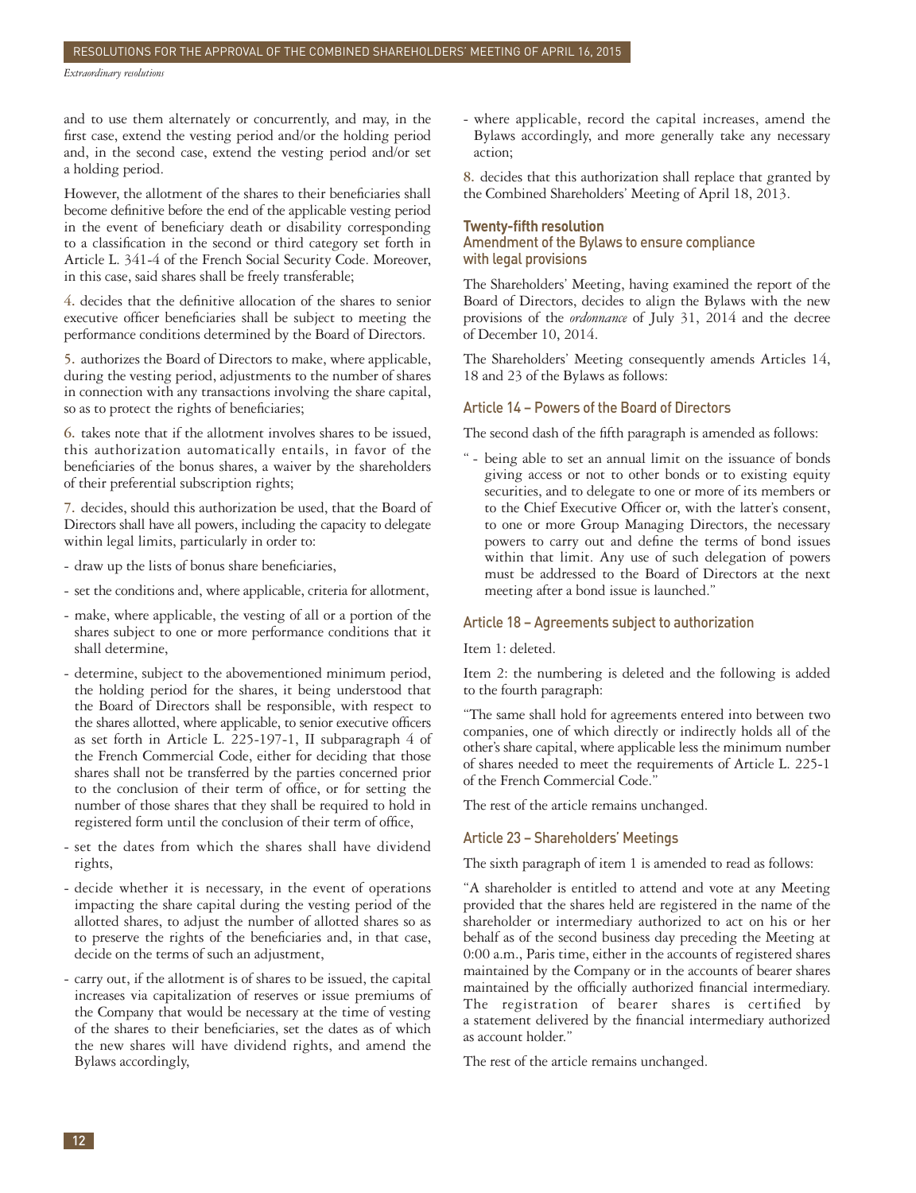and to use them alternately or concurrently, and may, in the first case, extend the vesting period and/or the holding period and, in the second case, extend the vesting period and/or set a holding period.

However, the allotment of the shares to their beneficiaries shall become definitive before the end of the applicable vesting period in the event of beneficiary death or disability corresponding to a classification in the second or third category set forth in Article L. 341-4 of the French Social Security Code. Moreover, in this case, said shares shall be freely transferable;

4. decides that the definitive allocation of the shares to senior executive officer beneficiaries shall be subject to meeting the performance conditions determined by the Board of Directors.

5. authorizes the Board of Directors to make, where applicable, during the vesting period, adjustments to the number of shares in connection with any transactions involving the share capital, so as to protect the rights of beneficiaries;

6. takes note that if the allotment involves shares to be issued, this authorization automatically entails, in favor of the beneficiaries of the bonus shares, a waiver by the shareholders of their preferential subscription rights;

7. decides, should this authorization be used, that the Board of Directors shall have all powers, including the capacity to delegate within legal limits, particularly in order to:

- draw up the lists of bonus share beneficiaries,
- set the conditions and, where applicable, criteria for allotment,
- make, where applicable, the vesting of all or a portion of the shares subject to one or more performance conditions that it shall determine,
- determine, subject to the abovementioned minimum period, the holding period for the shares, it being understood that the Board of Directors shall be responsible, with respect to the shares allotted, where applicable, to senior executive officers as set forth in Article L. 225-197-1, II subparagraph 4 of the French Commercial Code, either for deciding that those shares shall not be transferred by the parties concerned prior to the conclusion of their term of office, or for setting the number of those shares that they shall be required to hold in registered form until the conclusion of their term of office,
- set the dates from which the shares shall have dividend rights,
- decide whether it is necessary, in the event of operations impacting the share capital during the vesting period of the allotted shares, to adjust the number of allotted shares so as to preserve the rights of the beneficiaries and, in that case, decide on the terms of such an adjustment,
- carry out, if the allotment is of shares to be issued, the capital increases via capitalization of reserves or issue premiums of the Company that would be necessary at the time of vesting of the shares to their beneficiaries, set the dates as of which the new shares will have dividend rights, and amend the Bylaws accordingly,
- where applicable, record the capital increases, amend the Bylaws accordingly, and more generally take any necessary action;

8. decides that this authorization shall replace that granted by the Combined Shareholders' Meeting of April 18, 2013.

### Twenty-fifth resolution
### Amendment of the Bylaws to ensure compliance with legal provisions

The Shareholders' Meeting, having examined the report of the Board of Directors, decides to align the Bylaws with the new provisions of the *ordonnance* of July 31, 2014 and the decree of December 10, 2014.

The Shareholders' Meeting consequently amends Articles 14, 18 and 23 of the Bylaws as follows:

#### Article 14 – Powers of the Board of Directors

The second dash of the fifth paragraph is amended as follows:

"- being able to set an annual limit on the issuance of bonds giving access or not to other bonds or to existing equity securities, and to delegate to one or more of its members or to the Chief Executive Officer or, with the latter's consent, to one or more Group Managing Directors, the necessary powers to carry out and define the terms of bond issues within that limit. Any use of such delegation of powers must be addressed to the Board of Directors at the next meeting after a bond issue is launched."

#### Article 18 – Agreements subject to authorization

Item 1: deleted.

Item 2: the numbering is deleted and the following is added to the fourth paragraph:

"The same shall hold for agreements entered into between two companies, one of which directly or indirectly holds all of the other's share capital, where applicable less the minimum number of shares needed to meet the requirements of Article L. 225-1 of the French Commercial Code."

The rest of the article remains unchanged.

#### Article 23 – Shareholders' Meetings

The sixth paragraph of item 1 is amended to read as follows:

"A shareholder is entitled to attend and vote at any Meeting provided that the shares held are registered in the name of the shareholder or intermediary authorized to act on his or her behalf as of the second business day preceding the Meeting at 0:00 a.m., Paris time, either in the accounts of registered shares maintained by the Company or in the accounts of bearer shares maintained by the officially authorized financial intermediary. The registration of bearer shares is certified by a statement delivered by the financial intermediary authorized as account holder."

The rest of the article remains unchanged.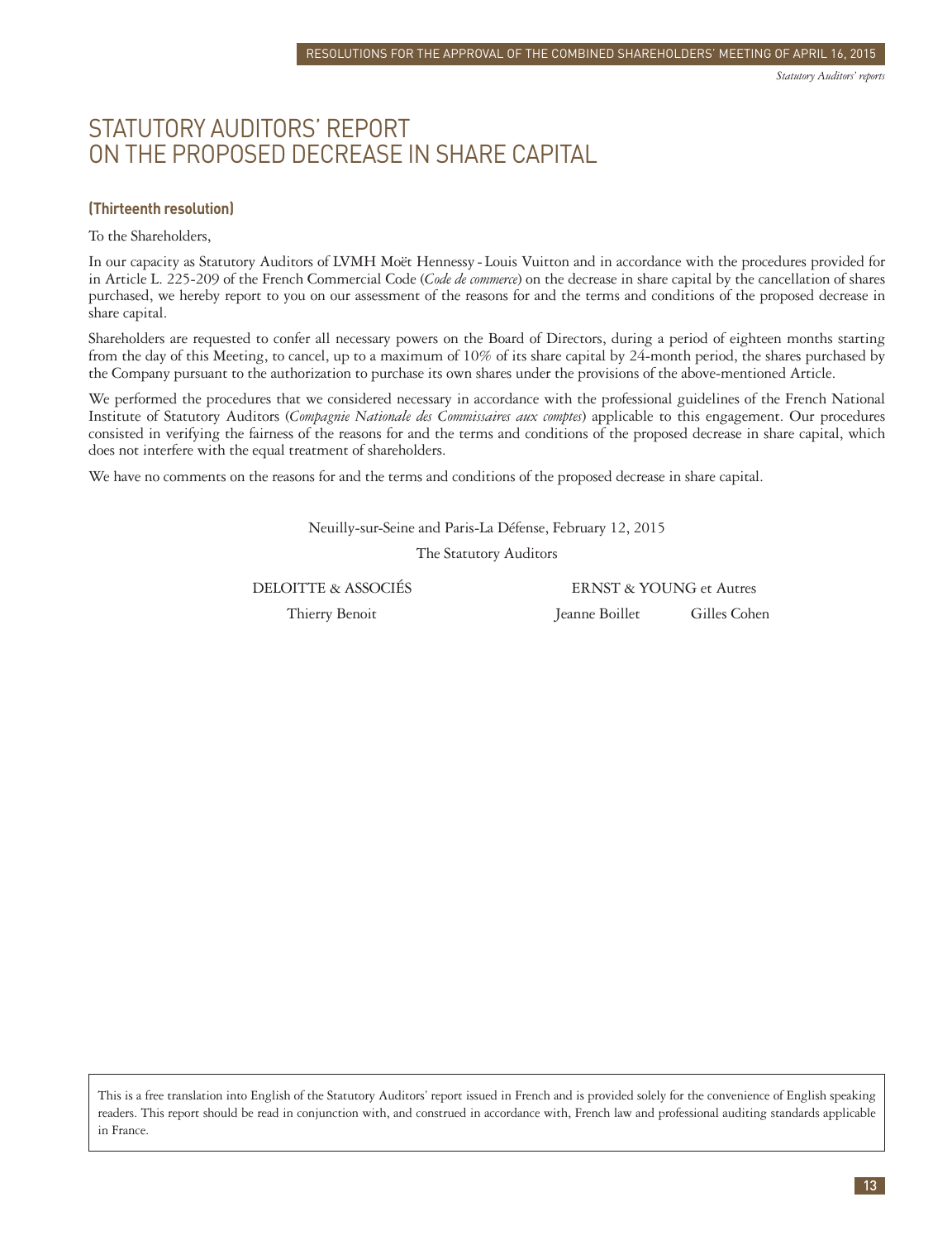# STATUTORY AUDITORS' REPORT ON THE PROPOSED DECREASE IN SHARE CAPITAL

### (Thirteenth resolution)

To the Shareholders,

In our capacity as Statutory Auditors of LVMH Moët Hennessy - Louis Vuitton and in accordance with the procedures provided for in Article L. 225-209 of the French Commercial Code (*Code de commerce*) on the decrease in share capital by the cancellation of shares purchased, we hereby report to you on our assessment of the reasons for and the terms and conditions of the proposed decrease in share capital.

Shareholders are requested to confer all necessary powers on the Board of Directors, during a period of eighteen months starting from the day of this Meeting, to cancel, up to a maximum of 10% of its share capital by 24-month period, the shares purchased by the Company pursuant to the authorization to purchase its own shares under the provisions of the above-mentioned Article.

We performed the procedures that we considered necessary in accordance with the professional guidelines of the French National Institute of Statutory Auditors (*Compagnie Nationale des Commissaires aux comptes*) applicable to this engagement. Our procedures consisted in verifying the fairness of the reasons for and the terms and conditions of the proposed decrease in share capital, which does not interfere with the equal treatment of shareholders.

We have no comments on the reasons for and the terms and conditions of the proposed decrease in share capital.

Neuilly-sur-Seine and Paris-La Défense, February 12, 2015

The Statutory Auditors

| DELOITTE & ASSOCIÉS | ERNST & YOUNG et Autres | |
|---|---|---|
| Thierry Benoit | Jeanne Boillet | Gilles Cohen |

This is a free translation into English of the Statutory Auditors' report issued in French and is provided solely for the convenience of English speaking readers. This report should be read in conjunction with, and construed in accordance with, French law and professional auditing standards applicable in France.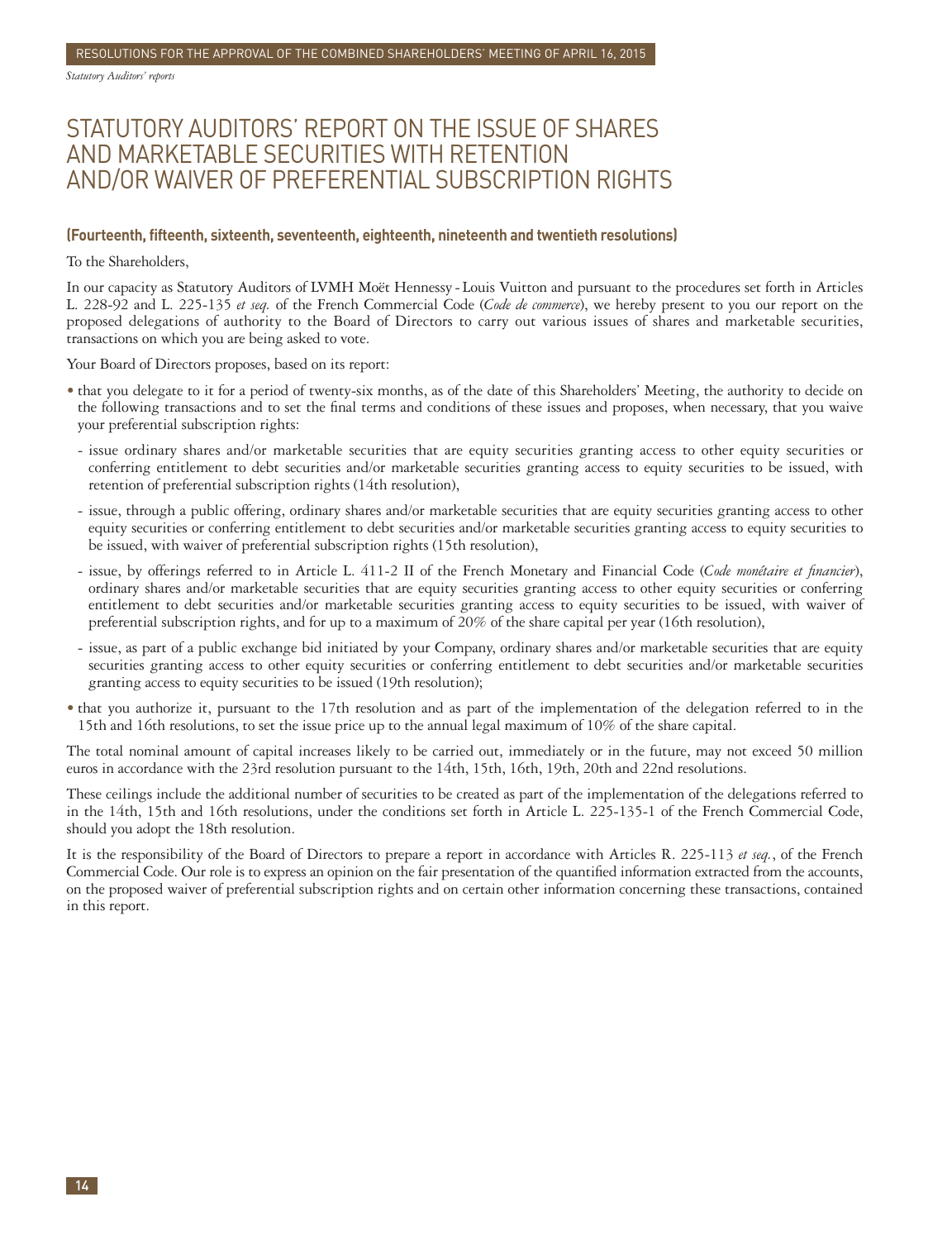# STATUTORY AUDITORS' REPORT ON THE ISSUE OF SHARES AND MARKETABLE SECURITIES WITH RETENTION AND/OR WAIVER OF PREFERENTIAL SUBSCRIPTION RIGHTS

### (Fourteenth, fifteenth, sixteenth, seventeenth, eighteenth, nineteenth and twentieth resolutions)

To the Shareholders,

In our capacity as Statutory Auditors of LVMH Moët Hennessy - Louis Vuitton and pursuant to the procedures set forth in Articles L. 228-92 and L. 225-135 *et seq.* of the French Commercial Code (*Code de commerce*), we hereby present to you our report on the proposed delegations of authority to the Board of Directors to carry out various issues of shares and marketable securities, transactions on which you are being asked to vote.

Your Board of Directors proposes, based on its report:

- that you delegate to it for a period of twenty-six months, as of the date of this Shareholders' Meeting, the authority to decide on the following transactions and to set the final terms and conditions of these issues and proposes, when necessary, that you waive your preferential subscription rights:
  - issue ordinary shares and/or marketable securities that are equity securities granting access to other equity securities or conferring entitlement to debt securities and/or marketable securities granting access to equity securities to be issued, with retention of preferential subscription rights (14th resolution),
  - issue, through a public offering, ordinary shares and/or marketable securities that are equity securities granting access to other equity securities or conferring entitlement to debt securities and/or marketable securities granting access to equity securities to be issued, with waiver of preferential subscription rights (15th resolution),
  - issue, by offerings referred to in Article L. 411-2 II of the French Monetary and Financial Code (*Code monétaire et financier*), ordinary shares and/or marketable securities that are equity securities granting access to other equity securities or conferring entitlement to debt securities and/or marketable securities granting access to equity securities to be issued, with waiver of preferential subscription rights, and for up to a maximum of 20% of the share capital per year (16th resolution),
  - issue, as part of a public exchange bid initiated by your Company, ordinary shares and/or marketable securities that are equity securities granting access to other equity securities or conferring entitlement to debt securities and/or marketable securities granting access to equity securities to be issued (19th resolution);
- that you authorize it, pursuant to the 17th resolution and as part of the implementation of the delegation referred to in the 15th and 16th resolutions, to set the issue price up to the annual legal maximum of 10% of the share capital.

The total nominal amount of capital increases likely to be carried out, immediately or in the future, may not exceed 50 million euros in accordance with the 23rd resolution pursuant to the 14th, 15th, 16th, 19th, 20th and 22nd resolutions.

These ceilings include the additional number of securities to be created as part of the implementation of the delegations referred to in the 14th, 15th and 16th resolutions, under the conditions set forth in Article L. 225-135-1 of the French Commercial Code, should you adopt the 18th resolution.

It is the responsibility of the Board of Directors to prepare a report in accordance with Articles R. 225-113 *et seq.*, of the French Commercial Code. Our role is to express an opinion on the fair presentation of the quantified information extracted from the accounts, on the proposed waiver of preferential subscription rights and on certain other information concerning these transactions, contained in this report.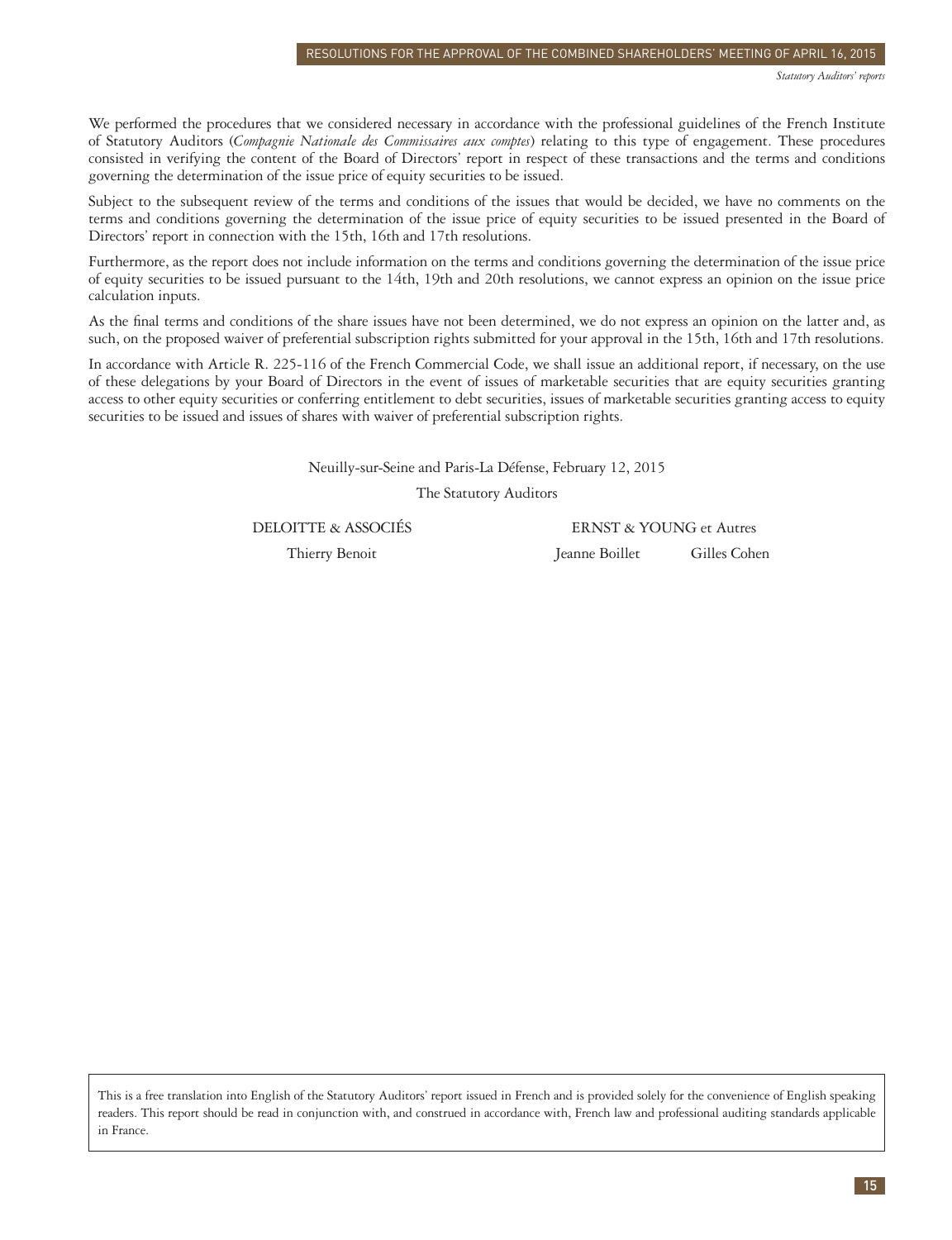We performed the procedures that we considered necessary in accordance with the professional guidelines of the French Institute of Statutory Auditors (*Compagnie Nationale des Commissaires aux comptes*) relating to this type of engagement. These procedures consisted in verifying the content of the Board of Directors' report in respect of these transactions and the terms and conditions governing the determination of the issue price of equity securities to be issued.

Subject to the subsequent review of the terms and conditions of the issues that would be decided, we have no comments on the terms and conditions governing the determination of the issue price of equity securities to be issued presented in the Board of Directors' report in connection with the 15th, 16th and 17th resolutions.

Furthermore, as the report does not include information on the terms and conditions governing the determination of the issue price of equity securities to be issued pursuant to the 14th, 19th and 20th resolutions, we cannot express an opinion on the issue price calculation inputs.

As the final terms and conditions of the share issues have not been determined, we do not express an opinion on the latter and, as such, on the proposed waiver of preferential subscription rights submitted for your approval in the 15th, 16th and 17th resolutions.

In accordance with Article R. 225-116 of the French Commercial Code, we shall issue an additional report, if necessary, on the use of these delegations by your Board of Directors in the event of issues of marketable securities that are equity securities granting access to other equity securities or conferring entitlement to debt securities, issues of marketable securities granting access to equity securities to be issued and issues of shares with waiver of preferential subscription rights.

Neuilly-sur-Seine and Paris-La Défense, February 12, 2015

The Statutory Auditors

DELOITTE & ASSOCIÉS

Thierry Benoit

ERNST & YOUNG et Autres

Jeanne Boillet    Gilles Cohen

This is a free translation into English of the Statutory Auditors' report issued in French and is provided solely for the convenience of English speaking readers. This report should be read in conjunction with, and construed in accordance with, French law and professional auditing standards applicable in France.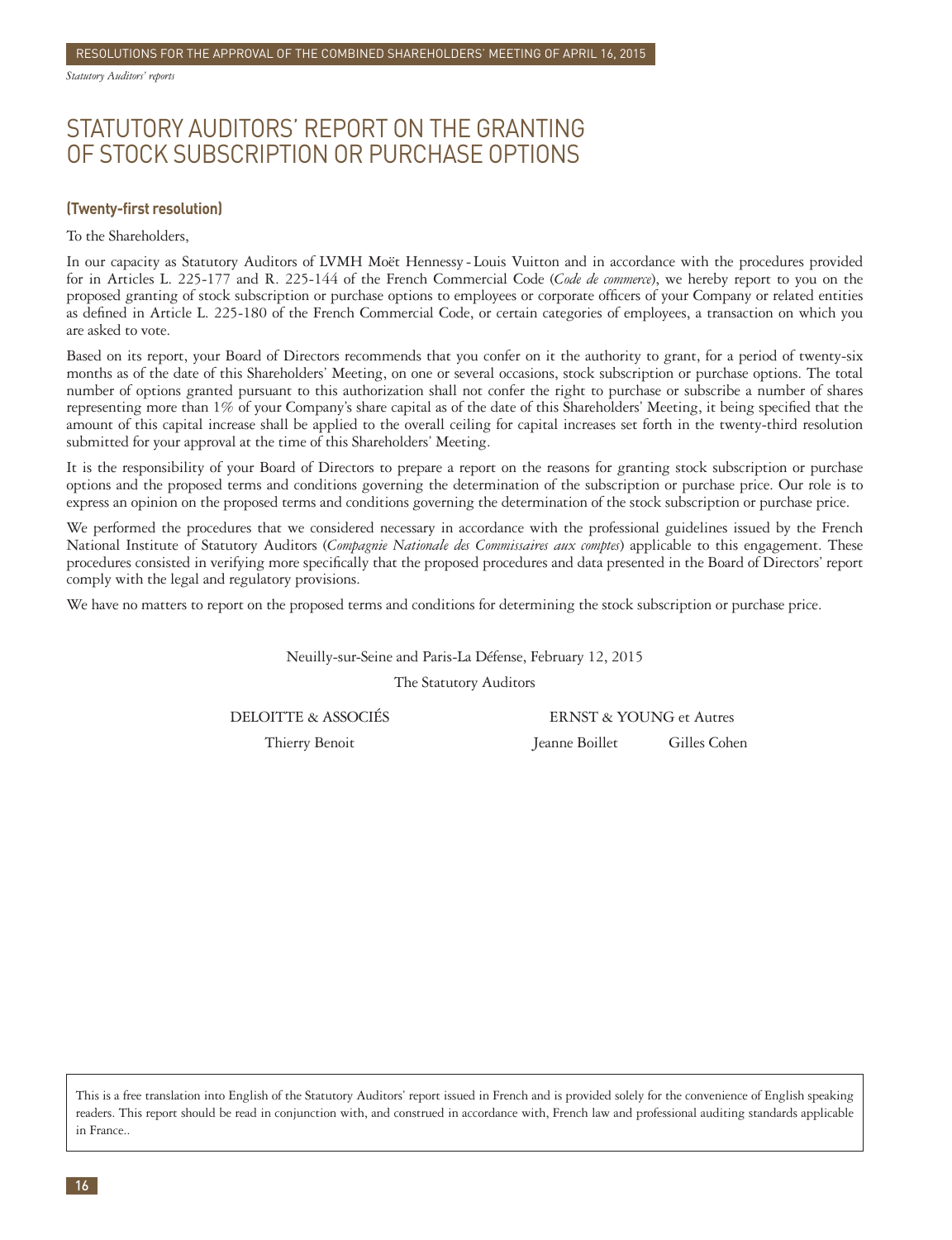# STATUTORY AUDITORS' REPORT ON THE GRANTING OF STOCK SUBSCRIPTION OR PURCHASE OPTIONS

### (Twenty-first resolution)

To the Shareholders,

In our capacity as Statutory Auditors of LVMH Moët Hennessy - Louis Vuitton and in accordance with the procedures provided for in Articles L. 225-177 and R. 225-144 of the French Commercial Code (*Code de commerce*), we hereby report to you on the proposed granting of stock subscription or purchase options to employees or corporate officers of your Company or related entities as defined in Article L. 225-180 of the French Commercial Code, or certain categories of employees, a transaction on which you are asked to vote.

Based on its report, your Board of Directors recommends that you confer on it the authority to grant, for a period of twenty-six months as of the date of this Shareholders' Meeting, on one or several occasions, stock subscription or purchase options. The total number of options granted pursuant to this authorization shall not confer the right to purchase or subscribe a number of shares representing more than 1% of your Company's share capital as of the date of this Shareholders' Meeting, it being specified that the amount of this capital increase shall be applied to the overall ceiling for capital increases set forth in the twenty-third resolution submitted for your approval at the time of this Shareholders' Meeting.

It is the responsibility of your Board of Directors to prepare a report on the reasons for granting stock subscription or purchase options and the proposed terms and conditions governing the determination of the subscription or purchase price. Our role is to express an opinion on the proposed terms and conditions governing the determination of the stock subscription or purchase price.

We performed the procedures that we considered necessary in accordance with the professional guidelines issued by the French National Institute of Statutory Auditors (*Compagnie Nationale des Commissaires aux comptes*) applicable to this engagement. These procedures consisted in verifying more specifically that the proposed procedures and data presented in the Board of Directors' report comply with the legal and regulatory provisions.

We have no matters to report on the proposed terms and conditions for determining the stock subscription or purchase price.

Neuilly-sur-Seine and Paris-La Défense, February 12, 2015

The Statutory Auditors

DELOITTE & ASSOCIÉS

Thierry Benoit

ERNST & YOUNG et Autres

Jeanne Boillet

Gilles Cohen

This is a free translation into English of the Statutory Auditors' report issued in French and is provided solely for the convenience of English speaking readers. This report should be read in conjunction with, and construed in accordance with, French law and professional auditing standards applicable in France..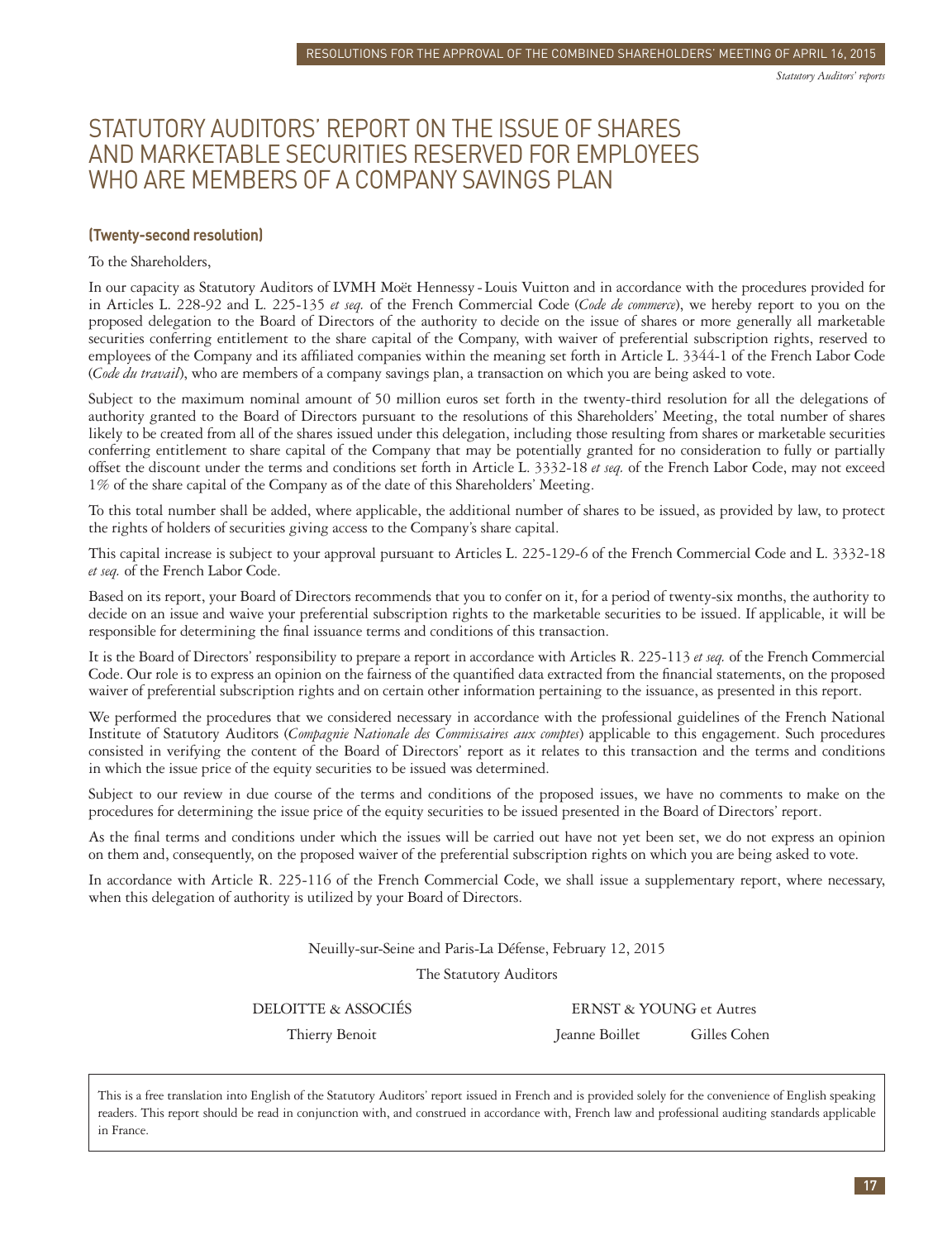# STATUTORY AUDITORS' REPORT ON THE ISSUE OF SHARES AND MARKETABLE SECURITIES RESERVED FOR EMPLOYEES WHO ARE MEMBERS OF A COMPANY SAVINGS PLAN

### (Twenty-second resolution)

To the Shareholders,

In our capacity as Statutory Auditors of LVMH Moët Hennessy - Louis Vuitton and in accordance with the procedures provided for in Articles L. 228-92 and L. 225-135 *et seq.* of the French Commercial Code (*Code de commerce*), we hereby report to you on the proposed delegation to the Board of Directors of the authority to decide on the issue of shares or more generally all marketable securities conferring entitlement to the share capital of the Company, with waiver of preferential subscription rights, reserved to employees of the Company and its affiliated companies within the meaning set forth in Article L. 3344-1 of the French Labor Code (*Code du travail*), who are members of a company savings plan, a transaction on which you are being asked to vote.

Subject to the maximum nominal amount of 50 million euros set forth in the twenty-third resolution for all the delegations of authority granted to the Board of Directors pursuant to the resolutions of this Shareholders' Meeting, the total number of shares likely to be created from all of the shares issued under this delegation, including those resulting from shares or marketable securities conferring entitlement to share capital of the Company that may be potentially granted for no consideration to fully or partially offset the discount under the terms and conditions set forth in Article L. 3332-18 *et seq.* of the French Labor Code, may not exceed 1% of the share capital of the Company as of the date of this Shareholders' Meeting.

To this total number shall be added, where applicable, the additional number of shares to be issued, as provided by law, to protect the rights of holders of securities giving access to the Company's share capital.

This capital increase is subject to your approval pursuant to Articles L. 225-129-6 of the French Commercial Code and L. 3332-18 *et seq.* of the French Labor Code.

Based on its report, your Board of Directors recommends that you to confer on it, for a period of twenty-six months, the authority to decide on an issue and waive your preferential subscription rights to the marketable securities to be issued. If applicable, it will be responsible for determining the final issuance terms and conditions of this transaction.

It is the Board of Directors' responsibility to prepare a report in accordance with Articles R. 225-113 *et seq.* of the French Commercial Code. Our role is to express an opinion on the fairness of the quantified data extracted from the financial statements, on the proposed waiver of preferential subscription rights and on certain other information pertaining to the issuance, as presented in this report.

We performed the procedures that we considered necessary in accordance with the professional guidelines of the French National Institute of Statutory Auditors (*Compagnie Nationale des Commissaires aux comptes*) applicable to this engagement. Such procedures consisted in verifying the content of the Board of Directors' report as it relates to this transaction and the terms and conditions in which the issue price of the equity securities to be issued was determined.

Subject to our review in due course of the terms and conditions of the proposed issues, we have no comments to make on the procedures for determining the issue price of the equity securities to be issued presented in the Board of Directors' report.

As the final terms and conditions under which the issues will be carried out have not yet been set, we do not express an opinion on them and, consequently, on the proposed waiver of the preferential subscription rights on which you are being asked to vote.

In accordance with Article R. 225-116 of the French Commercial Code, we shall issue a supplementary report, where necessary, when this delegation of authority is utilized by your Board of Directors.

Neuilly-sur-Seine and Paris-La Défense, February 12, 2015

The Statutory Auditors

| DELOITTE & ASSOCIÉS | ERNST & YOUNG et Autres | |
|---|---|---|
| Thierry Benoit | Jeanne Boillet | Gilles Cohen |

This is a free translation into English of the Statutory Auditors' report issued in French and is provided solely for the convenience of English speaking readers. This report should be read in conjunction with, and construed in accordance with, French law and professional auditing standards applicable in France.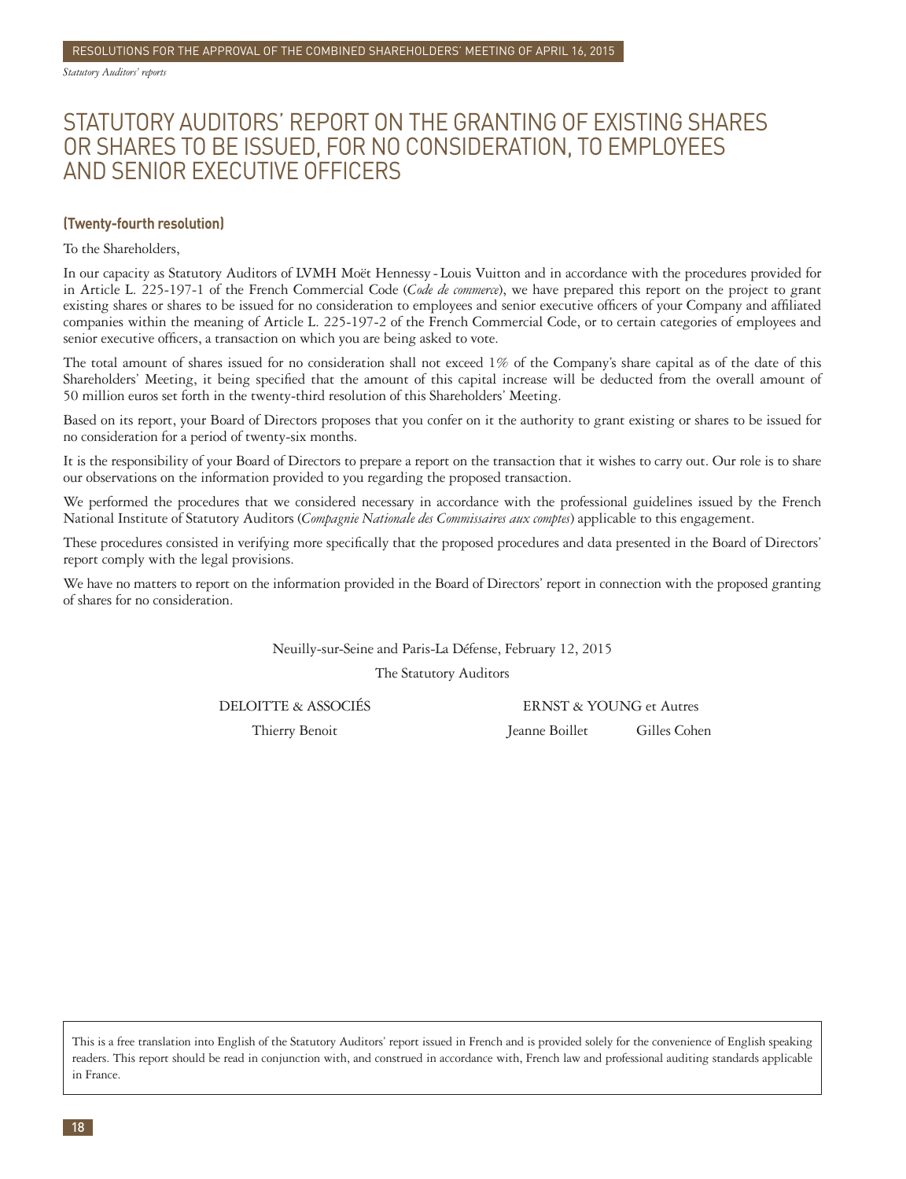# STATUTORY AUDITORS' REPORT ON THE GRANTING OF EXISTING SHARES OR SHARES TO BE ISSUED, FOR NO CONSIDERATION, TO EMPLOYEES AND SENIOR EXECUTIVE OFFICERS

**(Twenty-fourth resolution)**

To the Shareholders,

In our capacity as Statutory Auditors of LVMH Moët Hennessy - Louis Vuitton and in accordance with the procedures provided for in Article L. 225-197-1 of the French Commercial Code (*Code de commerce*), we have prepared this report on the project to grant existing shares or shares to be issued for no consideration to employees and senior executive officers of your Company and affiliated companies within the meaning of Article L. 225-197-2 of the French Commercial Code, or to certain categories of employees and senior executive officers, a transaction on which you are being asked to vote.

The total amount of shares issued for no consideration shall not exceed 1% of the Company's share capital as of the date of this Shareholders' Meeting, it being specified that the amount of this capital increase will be deducted from the overall amount of 50 million euros set forth in the twenty-third resolution of this Shareholders' Meeting.

Based on its report, your Board of Directors proposes that you confer on it the authority to grant existing or shares to be issued for no consideration for a period of twenty-six months.

It is the responsibility of your Board of Directors to prepare a report on the transaction that it wishes to carry out. Our role is to share our observations on the information provided to you regarding the proposed transaction.

We performed the procedures that we considered necessary in accordance with the professional guidelines issued by the French National Institute of Statutory Auditors (*Compagnie Nationale des Commissaires aux comptes*) applicable to this engagement.

These procedures consisted in verifying more specifically that the proposed procedures and data presented in the Board of Directors' report comply with the legal provisions.

We have no matters to report on the information provided in the Board of Directors' report in connection with the proposed granting of shares for no consideration.

Neuilly-sur-Seine and Paris-La Défense, February 12, 2015

The Statutory Auditors

DELOITTE & ASSOCIÉS — Thierry Benoit

ERNST & YOUNG et Autres — Jeanne Boillet, Gilles Cohen

This is a free translation into English of the Statutory Auditors' report issued in French and is provided solely for the convenience of English speaking readers. This report should be read in conjunction with, and construed in accordance with, French law and professional auditing standards applicable in France.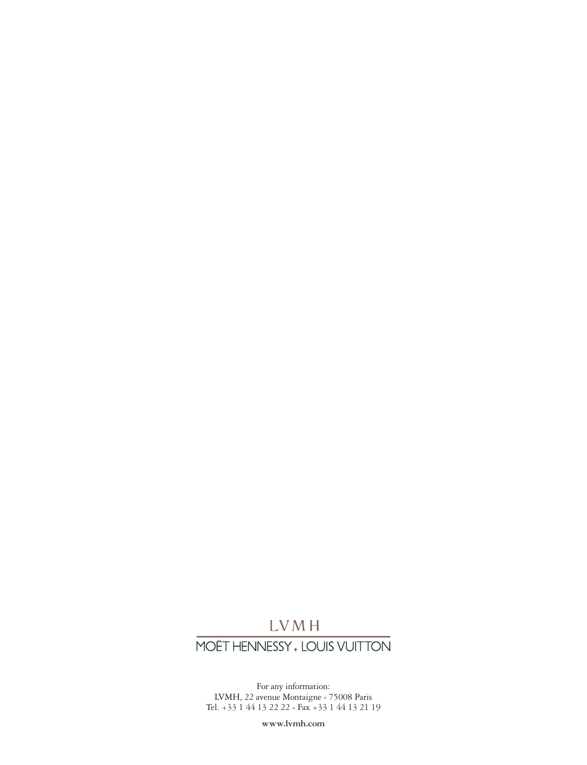LVMH

MOËT HENNESSY . LOUIS VUITTON

For any information:
LVMH, 22 avenue Montaigne - 75008 Paris
Tel. +33 1 44 13 22 22 - Fax +33 1 44 13 21 19

**www.lvmh.com**